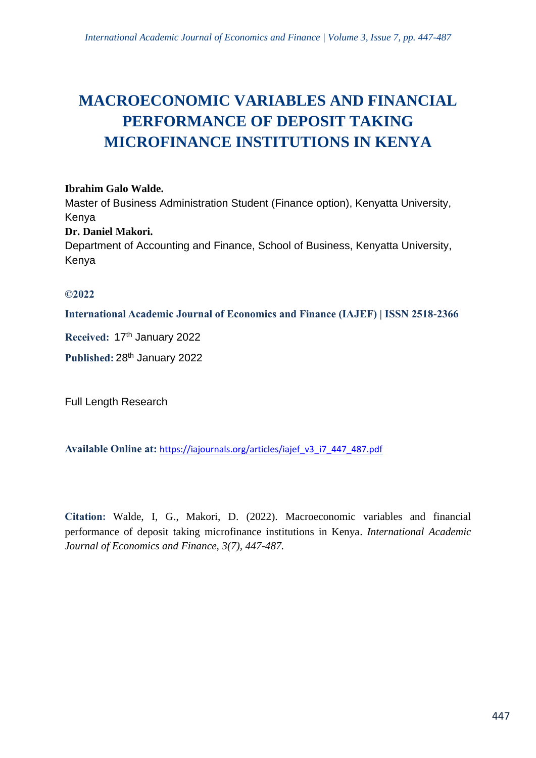# MACROECONOMIC VARIABLES AND FINANCIAL PERFORMANCE OF DEPOSIT TAKING MICROFINANCE INSTITUTIONS IN KENYA

**Ibrahim Galo Walde.**
Master of Business Administration Student (Finance option), Kenyatta University, Kenya

**Dr. Daniel Makori.**
Department of Accounting and Finance, School of Business, Kenyatta University, Kenya

**©2022**

**International Academic Journal of Economics and Finance (IAJEF) | ISSN 2518-2366**

**Received:** 17th January 2022

**Published:** 28th January 2022

Full Length Research

**Available Online at:** https://iajournals.org/articles/iajef_v3_i7_447_487.pdf

**Citation:** Walde, I, G., Makori, D. (2022). Macroeconomic variables and financial performance of deposit taking microfinance institutions in Kenya. *International Academic Journal of Economics and Finance, 3(7), 447-487.*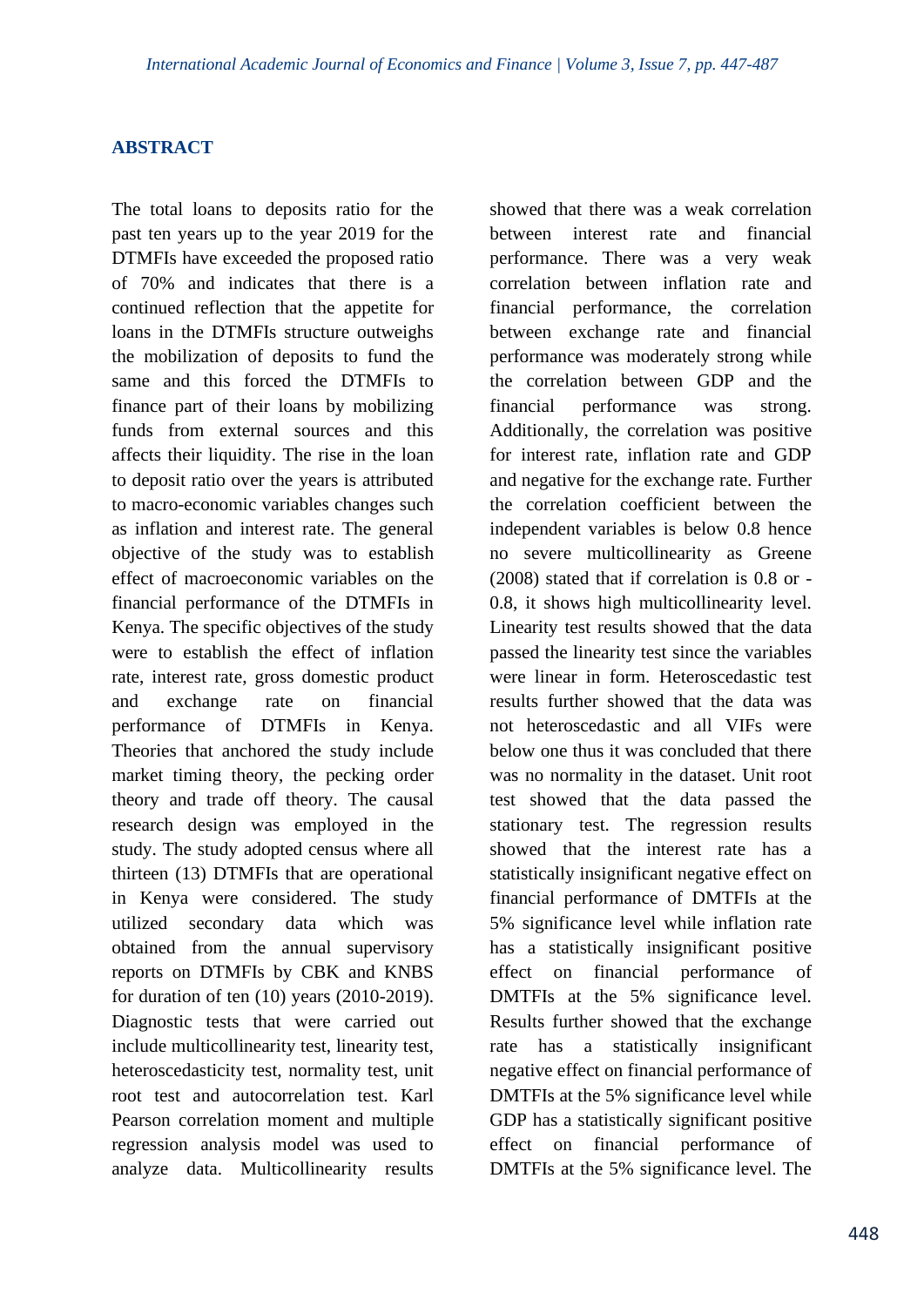## ABSTRACT

The total loans to deposits ratio for the past ten years up to the year 2019 for the DTMFIs have exceeded the proposed ratio of 70% and indicates that there is a continued reflection that the appetite for loans in the DTMFIs structure outweighs the mobilization of deposits to fund the same and this forced the DTMFIs to finance part of their loans by mobilizing funds from external sources and this affects their liquidity. The rise in the loan to deposit ratio over the years is attributed to macro-economic variables changes such as inflation and interest rate. The general objective of the study was to establish effect of macroeconomic variables on the financial performance of the DTMFIs in Kenya. The specific objectives of the study were to establish the effect of inflation rate, interest rate, gross domestic product and exchange rate on financial performance of DTMFIs in Kenya. Theories that anchored the study include market timing theory, the pecking order theory and trade off theory. The causal research design was employed in the study. The study adopted census where all thirteen (13) DTMFIs that are operational in Kenya were considered. The study utilized secondary data which was obtained from the annual supervisory reports on DTMFIs by CBK and KNBS for duration of ten (10) years (2010-2019). Diagnostic tests that were carried out include multicollinearity test, linearity test, heteroscedasticity test, normality test, unit root test and autocorrelation test. Karl Pearson correlation moment and multiple regression analysis model was used to analyze data. Multicollinearity results showed that there was a weak correlation between interest rate and financial performance. There was a very weak correlation between inflation rate and financial performance, the correlation between exchange rate and financial performance was moderately strong while the correlation between GDP and the financial performance was strong. Additionally, the correlation was positive for interest rate, inflation rate and GDP and negative for the exchange rate. Further the correlation coefficient between the independent variables is below 0.8 hence no severe multicollinearity as Greene (2008) stated that if correlation is 0.8 or -0.8, it shows high multicollinearity level. Linearity test results showed that the data passed the linearity test since the variables were linear in form. Heteroscedastic test results further showed that the data was not heteroscedastic and all VIFs were below one thus it was concluded that there was no normality in the dataset. Unit root test showed that the data passed the stationary test. The regression results showed that the interest rate has a statistically insignificant negative effect on financial performance of DMTFIs at the 5% significance level while inflation rate has a statistically insignificant positive effect on financial performance of DMTFIs at the 5% significance level. Results further showed that the exchange rate has a statistically insignificant negative effect on financial performance of DMTFIs at the 5% significance level while GDP has a statistically significant positive effect on financial performance of DMTFIs at the 5% significance level. The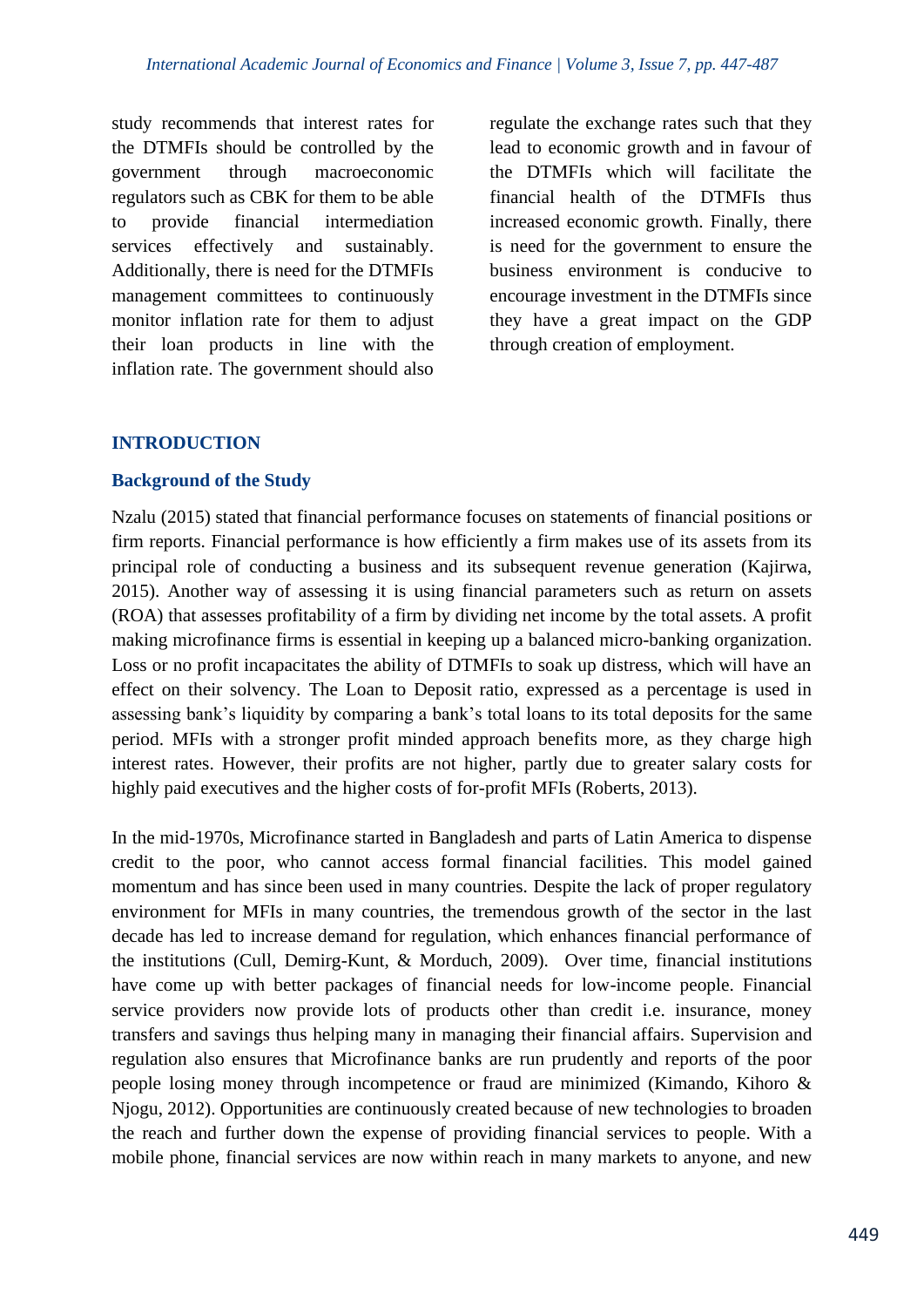study recommends that interest rates for the DTMFIs should be controlled by the government through macroeconomic regulators such as CBK for them to be able to provide financial intermediation services effectively and sustainably. Additionally, there is need for the DTMFIs management committees to continuously monitor inflation rate for them to adjust their loan products in line with the inflation rate. The government should also regulate the exchange rates such that they lead to economic growth and in favour of the DTMFIs which will facilitate the financial health of the DTMFIs thus increased economic growth. Finally, there is need for the government to ensure the business environment is conducive to encourage investment in the DTMFIs since they have a great impact on the GDP through creation of employment.

## INTRODUCTION

### Background of the Study

Nzalu (2015) stated that financial performance focuses on statements of financial positions or firm reports. Financial performance is how efficiently a firm makes use of its assets from its principal role of conducting a business and its subsequent revenue generation (Kajirwa, 2015). Another way of assessing it is using financial parameters such as return on assets (ROA) that assesses profitability of a firm by dividing net income by the total assets. A profit making microfinance firms is essential in keeping up a balanced micro-banking organization. Loss or no profit incapacitates the ability of DTMFIs to soak up distress, which will have an effect on their solvency. The Loan to Deposit ratio, expressed as a percentage is used in assessing bank's liquidity by comparing a bank's total loans to its total deposits for the same period. MFIs with a stronger profit minded approach benefits more, as they charge high interest rates. However, their profits are not higher, partly due to greater salary costs for highly paid executives and the higher costs of for-profit MFIs (Roberts, 2013).

In the mid-1970s, Microfinance started in Bangladesh and parts of Latin America to dispense credit to the poor, who cannot access formal financial facilities. This model gained momentum and has since been used in many countries. Despite the lack of proper regulatory environment for MFIs in many countries, the tremendous growth of the sector in the last decade has led to increase demand for regulation, which enhances financial performance of the institutions (Cull, Demirg-Kunt, & Morduch, 2009). Over time, financial institutions have come up with better packages of financial needs for low-income people. Financial service providers now provide lots of products other than credit i.e. insurance, money transfers and savings thus helping many in managing their financial affairs. Supervision and regulation also ensures that Microfinance banks are run prudently and reports of the poor people losing money through incompetence or fraud are minimized (Kimando, Kihoro & Njogu, 2012). Opportunities are continuously created because of new technologies to broaden the reach and further down the expense of providing financial services to people. With a mobile phone, financial services are now within reach in many markets to anyone, and new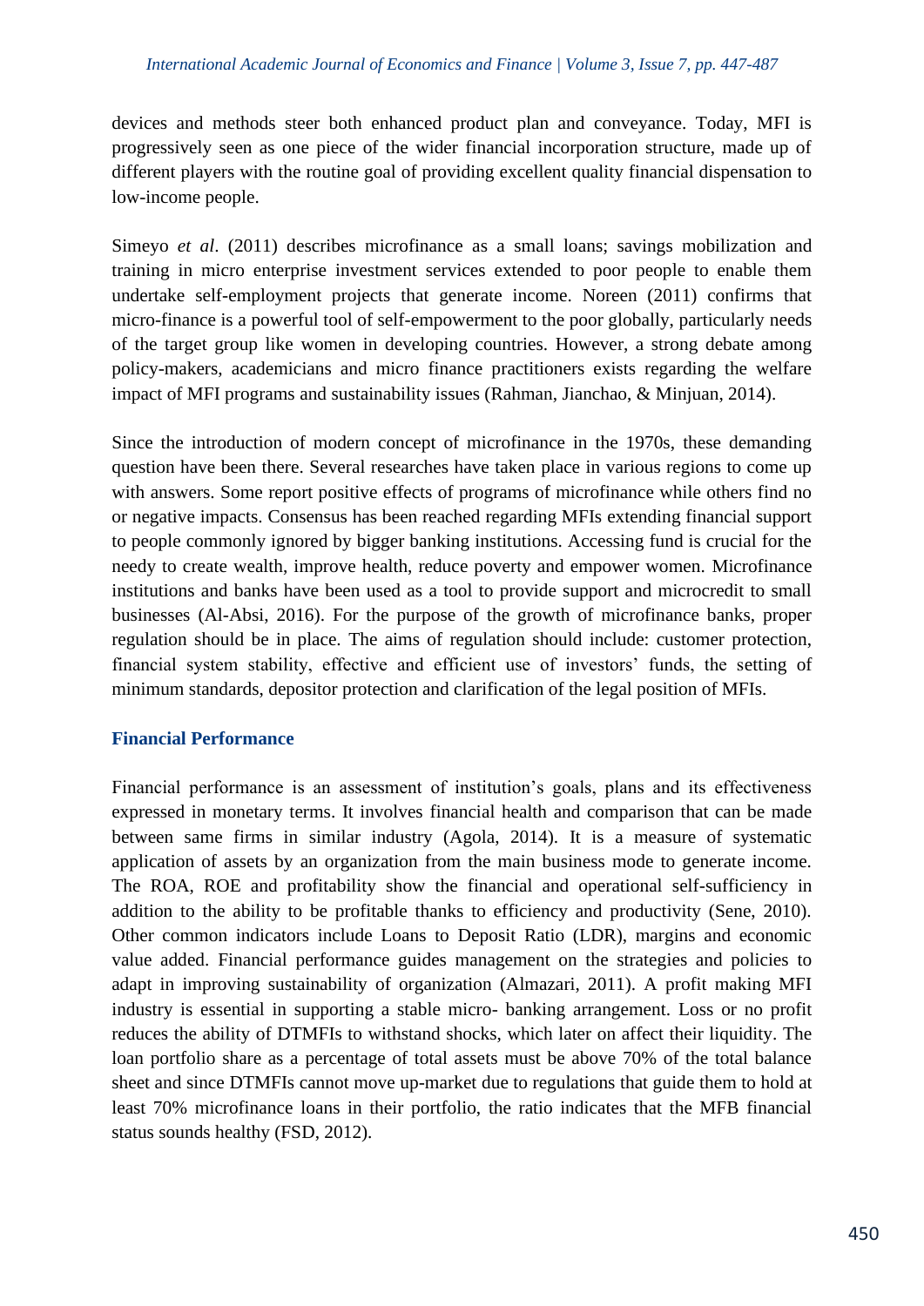devices and methods steer both enhanced product plan and conveyance. Today, MFI is progressively seen as one piece of the wider financial incorporation structure, made up of different players with the routine goal of providing excellent quality financial dispensation to low-income people.

Simeyo *et al*. (2011) describes microfinance as a small loans; savings mobilization and training in micro enterprise investment services extended to poor people to enable them undertake self-employment projects that generate income. Noreen (2011) confirms that micro-finance is a powerful tool of self-empowerment to the poor globally, particularly needs of the target group like women in developing countries. However, a strong debate among policy-makers, academicians and micro finance practitioners exists regarding the welfare impact of MFI programs and sustainability issues (Rahman, Jianchao, & Minjuan, 2014).

Since the introduction of modern concept of microfinance in the 1970s, these demanding question have been there. Several researches have taken place in various regions to come up with answers. Some report positive effects of programs of microfinance while others find no or negative impacts. Consensus has been reached regarding MFIs extending financial support to people commonly ignored by bigger banking institutions. Accessing fund is crucial for the needy to create wealth, improve health, reduce poverty and empower women. Microfinance institutions and banks have been used as a tool to provide support and microcredit to small businesses (Al-Absi, 2016). For the purpose of the growth of microfinance banks, proper regulation should be in place. The aims of regulation should include: customer protection, financial system stability, effective and efficient use of investors' funds, the setting of minimum standards, depositor protection and clarification of the legal position of MFIs.

## Financial Performance

Financial performance is an assessment of institution's goals, plans and its effectiveness expressed in monetary terms. It involves financial health and comparison that can be made between same firms in similar industry (Agola, 2014). It is a measure of systematic application of assets by an organization from the main business mode to generate income. The ROA, ROE and profitability show the financial and operational self-sufficiency in addition to the ability to be profitable thanks to efficiency and productivity (Sene, 2010). Other common indicators include Loans to Deposit Ratio (LDR), margins and economic value added. Financial performance guides management on the strategies and policies to adapt in improving sustainability of organization (Almazari, 2011). A profit making MFI industry is essential in supporting a stable micro- banking arrangement. Loss or no profit reduces the ability of DTMFIs to withstand shocks, which later on affect their liquidity. The loan portfolio share as a percentage of total assets must be above 70% of the total balance sheet and since DTMFIs cannot move up-market due to regulations that guide them to hold at least 70% microfinance loans in their portfolio, the ratio indicates that the MFB financial status sounds healthy (FSD, 2012).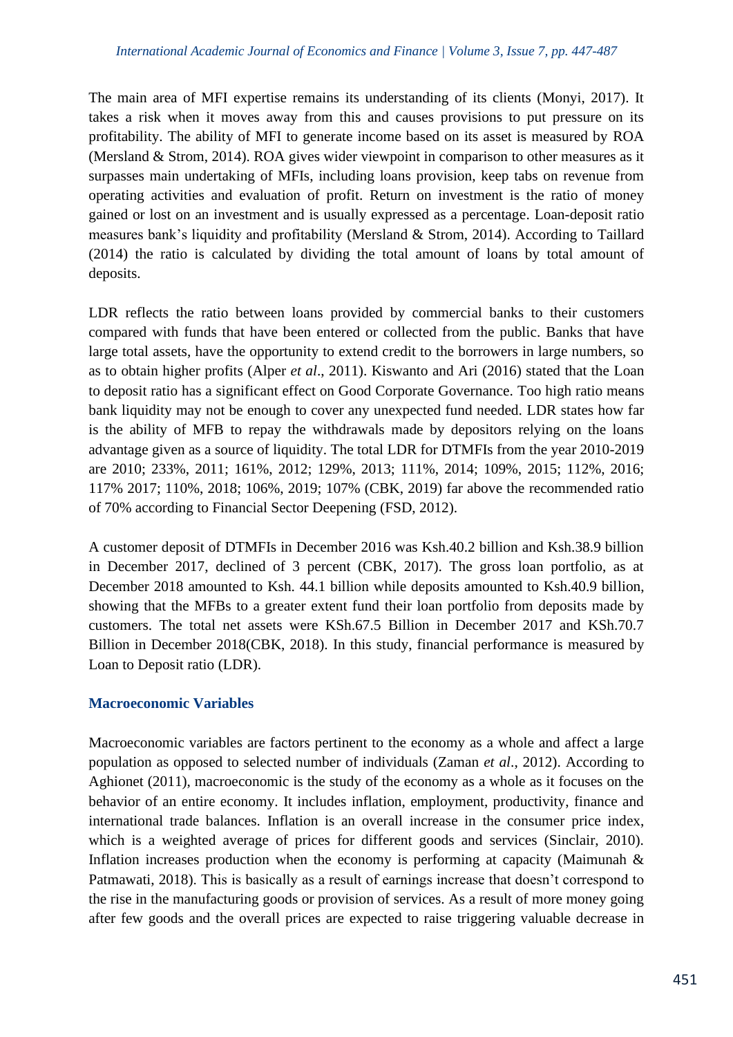The main area of MFI expertise remains its understanding of its clients (Monyi, 2017). It takes a risk when it moves away from this and causes provisions to put pressure on its profitability. The ability of MFI to generate income based on its asset is measured by ROA (Mersland & Strom, 2014). ROA gives wider viewpoint in comparison to other measures as it surpasses main undertaking of MFIs, including loans provision, keep tabs on revenue from operating activities and evaluation of profit. Return on investment is the ratio of money gained or lost on an investment and is usually expressed as a percentage. Loan-deposit ratio measures bank's liquidity and profitability (Mersland & Strom, 2014). According to Taillard (2014) the ratio is calculated by dividing the total amount of loans by total amount of deposits.

LDR reflects the ratio between loans provided by commercial banks to their customers compared with funds that have been entered or collected from the public. Banks that have large total assets, have the opportunity to extend credit to the borrowers in large numbers, so as to obtain higher profits (Alper *et al*., 2011). Kiswanto and Ari (2016) stated that the Loan to deposit ratio has a significant effect on Good Corporate Governance. Too high ratio means bank liquidity may not be enough to cover any unexpected fund needed. LDR states how far is the ability of MFB to repay the withdrawals made by depositors relying on the loans advantage given as a source of liquidity. The total LDR for DTMFIs from the year 2010-2019 are 2010; 233%, 2011; 161%, 2012; 129%, 2013; 111%, 2014; 109%, 2015; 112%, 2016; 117% 2017; 110%, 2018; 106%, 2019; 107% (CBK, 2019) far above the recommended ratio of 70% according to Financial Sector Deepening (FSD, 2012).

A customer deposit of DTMFIs in December 2016 was Ksh.40.2 billion and Ksh.38.9 billion in December 2017, declined of 3 percent (CBK, 2017). The gross loan portfolio, as at December 2018 amounted to Ksh. 44.1 billion while deposits amounted to Ksh.40.9 billion, showing that the MFBs to a greater extent fund their loan portfolio from deposits made by customers. The total net assets were KSh.67.5 Billion in December 2017 and KSh.70.7 Billion in December 2018(CBK, 2018). In this study, financial performance is measured by Loan to Deposit ratio (LDR).

### Macroeconomic Variables

Macroeconomic variables are factors pertinent to the economy as a whole and affect a large population as opposed to selected number of individuals (Zaman *et al*., 2012). According to Aghionet (2011), macroeconomic is the study of the economy as a whole as it focuses on the behavior of an entire economy. It includes inflation, employment, productivity, finance and international trade balances. Inflation is an overall increase in the consumer price index, which is a weighted average of prices for different goods and services (Sinclair, 2010). Inflation increases production when the economy is performing at capacity (Maimunah & Patmawati, 2018). This is basically as a result of earnings increase that doesn't correspond to the rise in the manufacturing goods or provision of services. As a result of more money going after few goods and the overall prices are expected to raise triggering valuable decrease in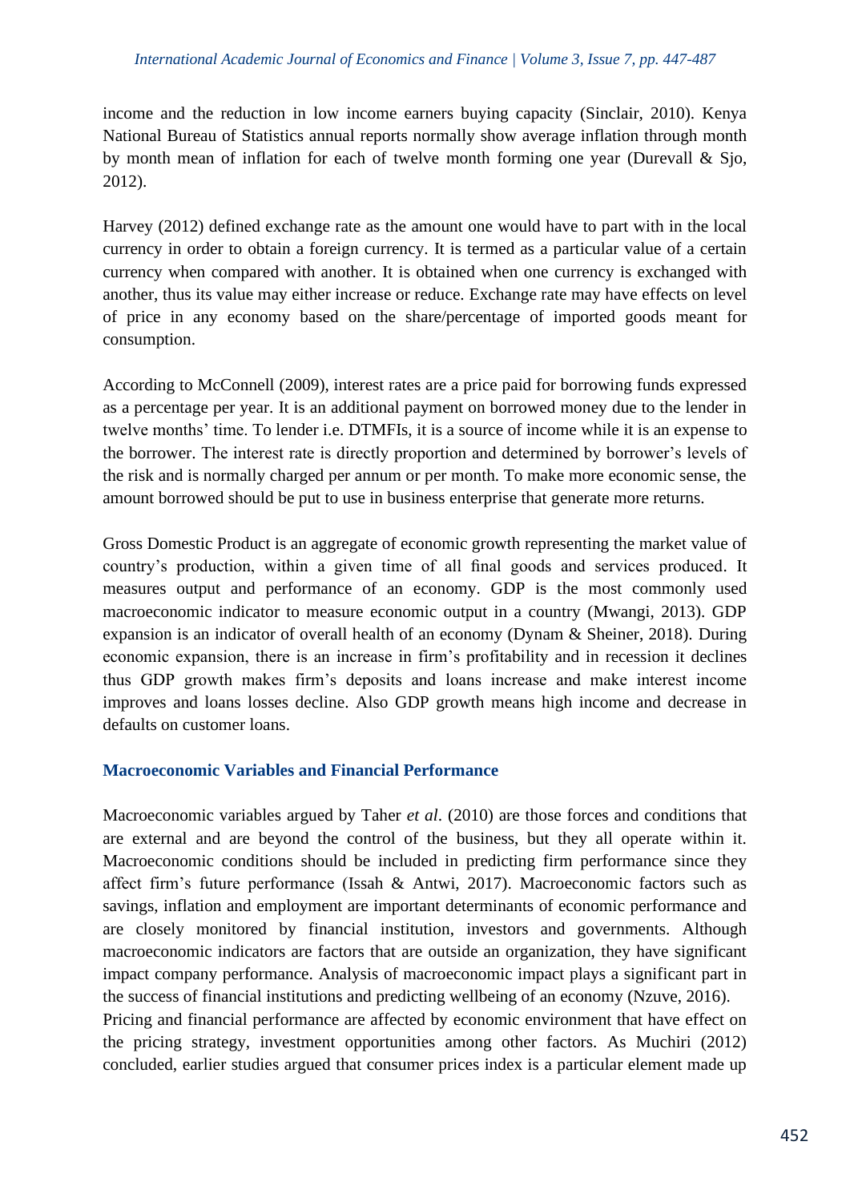income and the reduction in low income earners buying capacity (Sinclair, 2010). Kenya National Bureau of Statistics annual reports normally show average inflation through month by month mean of inflation for each of twelve month forming one year (Durevall & Sjo, 2012).

Harvey (2012) defined exchange rate as the amount one would have to part with in the local currency in order to obtain a foreign currency. It is termed as a particular value of a certain currency when compared with another. It is obtained when one currency is exchanged with another, thus its value may either increase or reduce. Exchange rate may have effects on level of price in any economy based on the share/percentage of imported goods meant for consumption.

According to McConnell (2009), interest rates are a price paid for borrowing funds expressed as a percentage per year. It is an additional payment on borrowed money due to the lender in twelve months' time. To lender i.e. DTMFIs, it is a source of income while it is an expense to the borrower. The interest rate is directly proportion and determined by borrower's levels of the risk and is normally charged per annum or per month. To make more economic sense, the amount borrowed should be put to use in business enterprise that generate more returns.

Gross Domestic Product is an aggregate of economic growth representing the market value of country's production, within a given time of all final goods and services produced. It measures output and performance of an economy. GDP is the most commonly used macroeconomic indicator to measure economic output in a country (Mwangi, 2013). GDP expansion is an indicator of overall health of an economy (Dynam & Sheiner, 2018). During economic expansion, there is an increase in firm's profitability and in recession it declines thus GDP growth makes firm's deposits and loans increase and make interest income improves and loans losses decline. Also GDP growth means high income and decrease in defaults on customer loans.

### Macroeconomic Variables and Financial Performance

Macroeconomic variables argued by Taher *et al*. (2010) are those forces and conditions that are external and are beyond the control of the business, but they all operate within it. Macroeconomic conditions should be included in predicting firm performance since they affect firm's future performance (Issah & Antwi, 2017). Macroeconomic factors such as savings, inflation and employment are important determinants of economic performance and are closely monitored by financial institution, investors and governments. Although macroeconomic indicators are factors that are outside an organization, they have significant impact company performance. Analysis of macroeconomic impact plays a significant part in the success of financial institutions and predicting wellbeing of an economy (Nzuve, 2016).

Pricing and financial performance are affected by economic environment that have effect on the pricing strategy, investment opportunities among other factors. As Muchiri (2012) concluded, earlier studies argued that consumer prices index is a particular element made up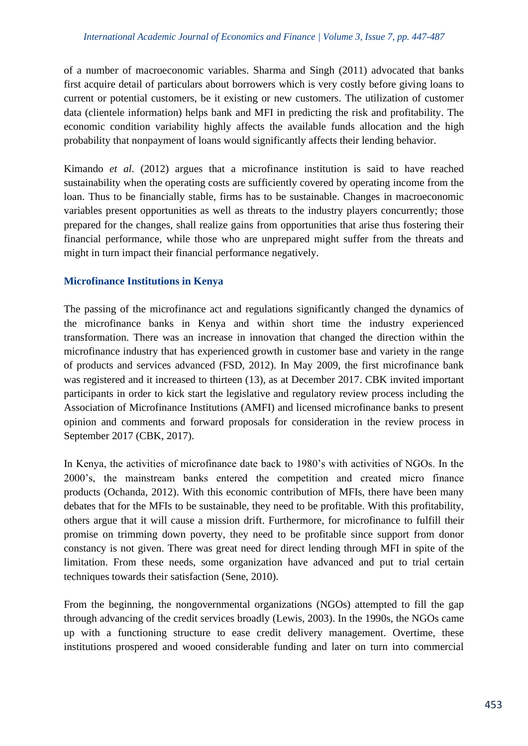of a number of macroeconomic variables. Sharma and Singh (2011) advocated that banks first acquire detail of particulars about borrowers which is very costly before giving loans to current or potential customers, be it existing or new customers. The utilization of customer data (clientele information) helps bank and MFI in predicting the risk and profitability. The economic condition variability highly affects the available funds allocation and the high probability that nonpayment of loans would significantly affects their lending behavior.

Kimando *et al*. (2012) argues that a microfinance institution is said to have reached sustainability when the operating costs are sufficiently covered by operating income from the loan. Thus to be financially stable, firms has to be sustainable. Changes in macroeconomic variables present opportunities as well as threats to the industry players concurrently; those prepared for the changes, shall realize gains from opportunities that arise thus fostering their financial performance, while those who are unprepared might suffer from the threats and might in turn impact their financial performance negatively.

### Microfinance Institutions in Kenya

The passing of the microfinance act and regulations significantly changed the dynamics of the microfinance banks in Kenya and within short time the industry experienced transformation. There was an increase in innovation that changed the direction within the microfinance industry that has experienced growth in customer base and variety in the range of products and services advanced (FSD, 2012). In May 2009, the first microfinance bank was registered and it increased to thirteen (13), as at December 2017. CBK invited important participants in order to kick start the legislative and regulatory review process including the Association of Microfinance Institutions (AMFI) and licensed microfinance banks to present opinion and comments and forward proposals for consideration in the review process in September 2017 (CBK, 2017).

In Kenya, the activities of microfinance date back to 1980's with activities of NGOs. In the 2000's, the mainstream banks entered the competition and created micro finance products (Ochanda, 2012). With this economic contribution of MFIs, there have been many debates that for the MFIs to be sustainable, they need to be profitable. With this profitability, others argue that it will cause a mission drift. Furthermore, for microfinance to fulfill their promise on trimming down poverty, they need to be profitable since support from donor constancy is not given. There was great need for direct lending through MFI in spite of the limitation. From these needs, some organization have advanced and put to trial certain techniques towards their satisfaction (Sene, 2010).

From the beginning, the nongovernmental organizations (NGOs) attempted to fill the gap through advancing of the credit services broadly (Lewis, 2003). In the 1990s, the NGOs came up with a functioning structure to ease credit delivery management. Overtime, these institutions prospered and wooed considerable funding and later on turn into commercial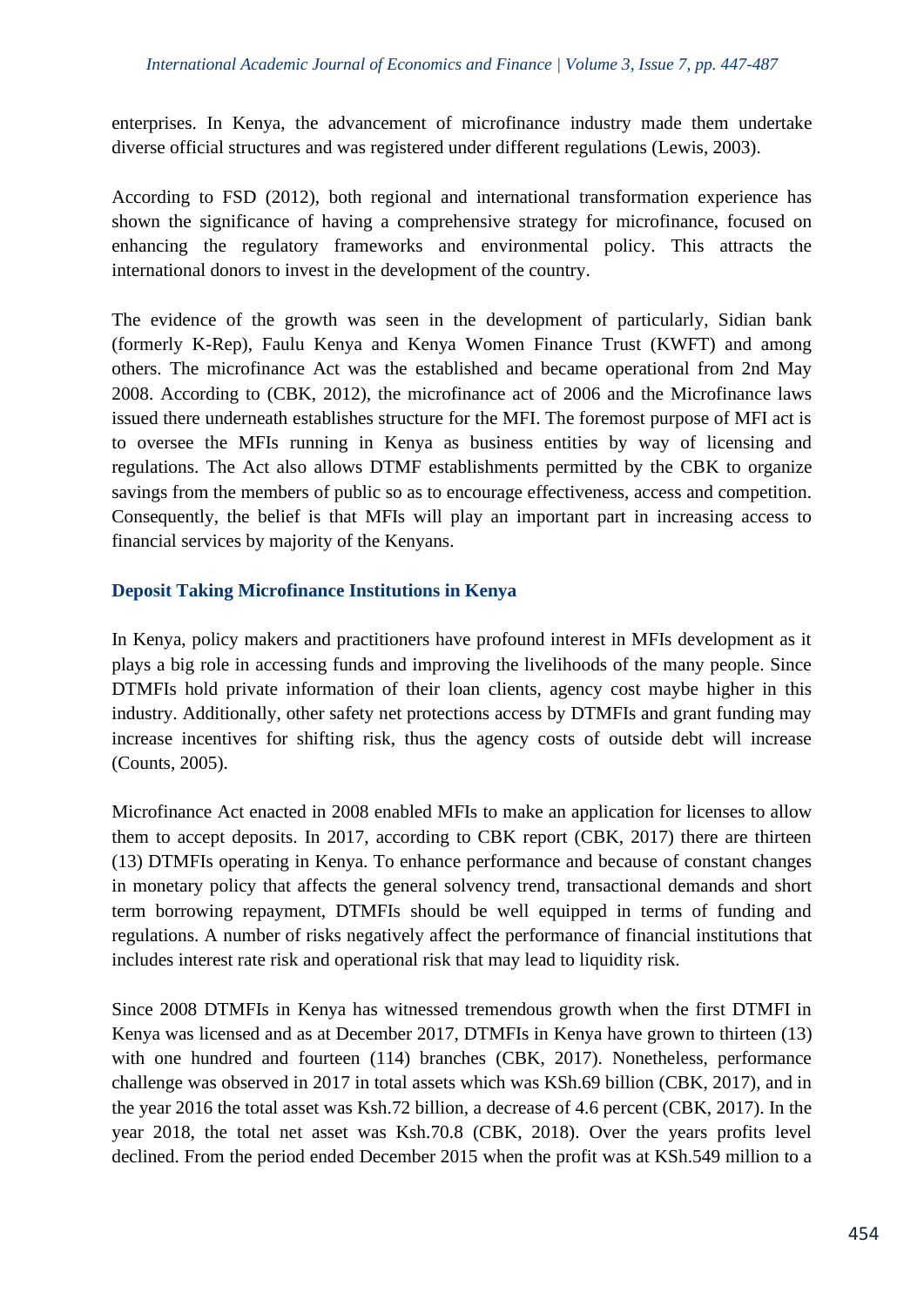enterprises. In Kenya, the advancement of microfinance industry made them undertake diverse official structures and was registered under different regulations (Lewis, 2003).

According to FSD (2012), both regional and international transformation experience has shown the significance of having a comprehensive strategy for microfinance, focused on enhancing the regulatory frameworks and environmental policy. This attracts the international donors to invest in the development of the country.

The evidence of the growth was seen in the development of particularly, Sidian bank (formerly K-Rep), Faulu Kenya and Kenya Women Finance Trust (KWFT) and among others. The microfinance Act was the established and became operational from 2nd May 2008. According to (CBK, 2012), the microfinance act of 2006 and the Microfinance laws issued there underneath establishes structure for the MFI. The foremost purpose of MFI act is to oversee the MFIs running in Kenya as business entities by way of licensing and regulations. The Act also allows DTMF establishments permitted by the CBK to organize savings from the members of public so as to encourage effectiveness, access and competition. Consequently, the belief is that MFIs will play an important part in increasing access to financial services by majority of the Kenyans.

### Deposit Taking Microfinance Institutions in Kenya

In Kenya, policy makers and practitioners have profound interest in MFIs development as it plays a big role in accessing funds and improving the livelihoods of the many people. Since DTMFIs hold private information of their loan clients, agency cost maybe higher in this industry. Additionally, other safety net protections access by DTMFIs and grant funding may increase incentives for shifting risk, thus the agency costs of outside debt will increase (Counts, 2005).

Microfinance Act enacted in 2008 enabled MFIs to make an application for licenses to allow them to accept deposits. In 2017, according to CBK report (CBK, 2017) there are thirteen (13) DTMFIs operating in Kenya. To enhance performance and because of constant changes in monetary policy that affects the general solvency trend, transactional demands and short term borrowing repayment, DTMFIs should be well equipped in terms of funding and regulations. A number of risks negatively affect the performance of financial institutions that includes interest rate risk and operational risk that may lead to liquidity risk.

Since 2008 DTMFIs in Kenya has witnessed tremendous growth when the first DTMFI in Kenya was licensed and as at December 2017, DTMFIs in Kenya have grown to thirteen (13) with one hundred and fourteen (114) branches (CBK, 2017). Nonetheless, performance challenge was observed in 2017 in total assets which was KSh.69 billion (CBK, 2017), and in the year 2016 the total asset was Ksh.72 billion, a decrease of 4.6 percent (CBK, 2017). In the year 2018, the total net asset was Ksh.70.8 (CBK, 2018). Over the years profits level declined. From the period ended December 2015 when the profit was at KSh.549 million to a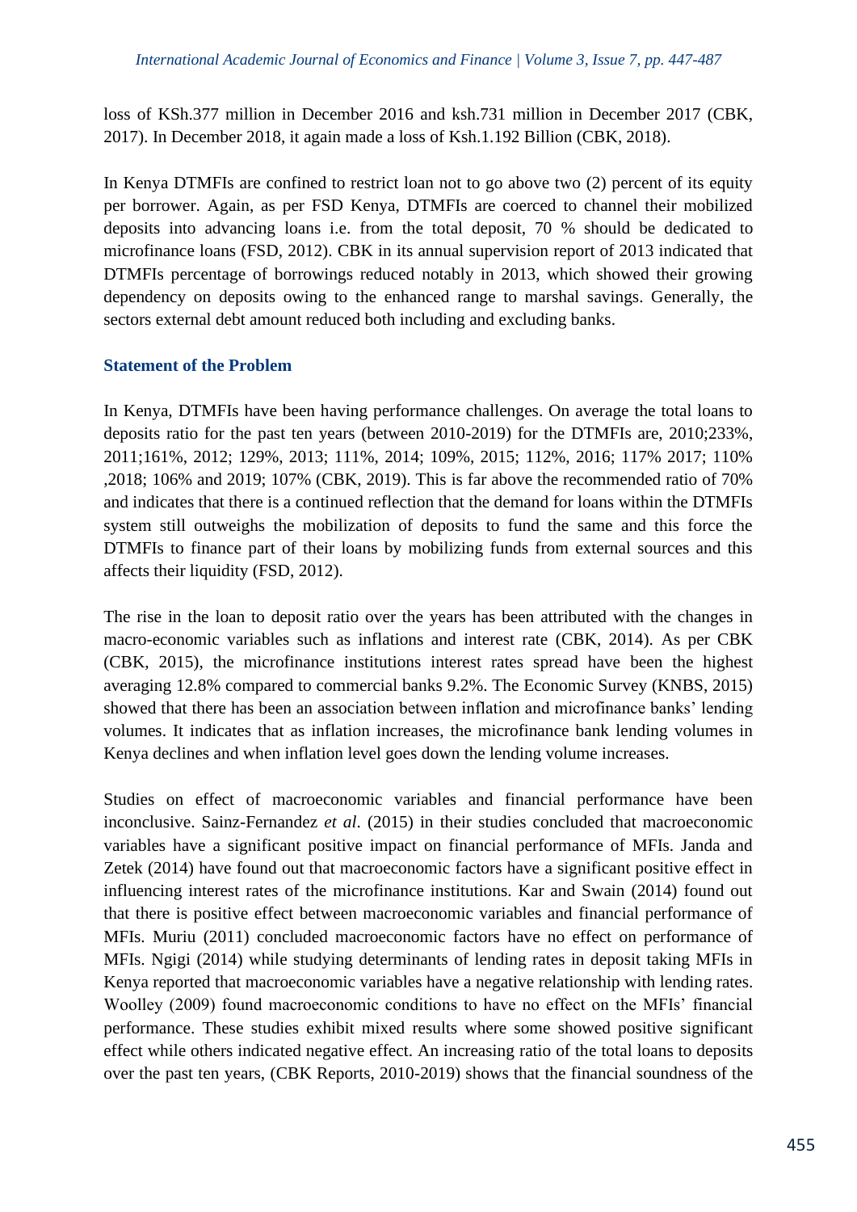loss of KSh.377 million in December 2016 and ksh.731 million in December 2017 (CBK, 2017). In December 2018, it again made a loss of Ksh.1.192 Billion (CBK, 2018).

In Kenya DTMFIs are confined to restrict loan not to go above two (2) percent of its equity per borrower. Again, as per FSD Kenya, DTMFIs are coerced to channel their mobilized deposits into advancing loans i.e. from the total deposit, 70 % should be dedicated to microfinance loans (FSD, 2012). CBK in its annual supervision report of 2013 indicated that DTMFIs percentage of borrowings reduced notably in 2013, which showed their growing dependency on deposits owing to the enhanced range to marshal savings. Generally, the sectors external debt amount reduced both including and excluding banks.

## Statement of the Problem

In Kenya, DTMFIs have been having performance challenges. On average the total loans to deposits ratio for the past ten years (between 2010-2019) for the DTMFIs are, 2010;233%, 2011;161%, 2012; 129%, 2013; 111%, 2014; 109%, 2015; 112%, 2016; 117% 2017; 110% ,2018; 106% and 2019; 107% (CBK, 2019). This is far above the recommended ratio of 70% and indicates that there is a continued reflection that the demand for loans within the DTMFIs system still outweighs the mobilization of deposits to fund the same and this force the DTMFIs to finance part of their loans by mobilizing funds from external sources and this affects their liquidity (FSD, 2012).

The rise in the loan to deposit ratio over the years has been attributed with the changes in macro-economic variables such as inflations and interest rate (CBK, 2014). As per CBK (CBK, 2015), the microfinance institutions interest rates spread have been the highest averaging 12.8% compared to commercial banks 9.2%. The Economic Survey (KNBS, 2015) showed that there has been an association between inflation and microfinance banks' lending volumes. It indicates that as inflation increases, the microfinance bank lending volumes in Kenya declines and when inflation level goes down the lending volume increases.

Studies on effect of macroeconomic variables and financial performance have been inconclusive. Sainz-Fernandez *et al*. (2015) in their studies concluded that macroeconomic variables have a significant positive impact on financial performance of MFIs. Janda and Zetek (2014) have found out that macroeconomic factors have a significant positive effect in influencing interest rates of the microfinance institutions. Kar and Swain (2014) found out that there is positive effect between macroeconomic variables and financial performance of MFIs. Muriu (2011) concluded macroeconomic factors have no effect on performance of MFIs. Ngigi (2014) while studying determinants of lending rates in deposit taking MFIs in Kenya reported that macroeconomic variables have a negative relationship with lending rates. Woolley (2009) found macroeconomic conditions to have no effect on the MFIs' financial performance. These studies exhibit mixed results where some showed positive significant effect while others indicated negative effect. An increasing ratio of the total loans to deposits over the past ten years, (CBK Reports, 2010-2019) shows that the financial soundness of the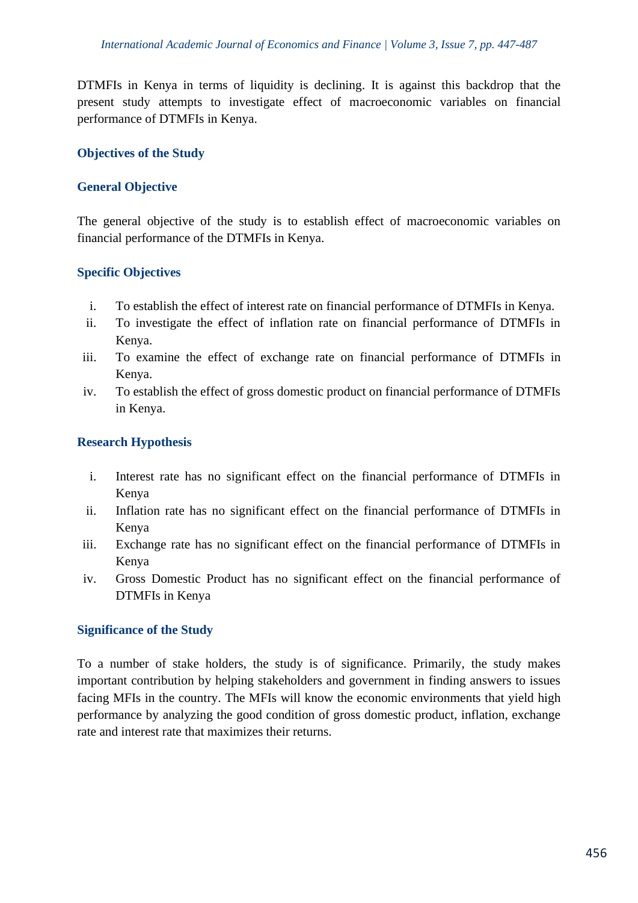DTMFIs in Kenya in terms of liquidity is declining. It is against this backdrop that the present study attempts to investigate effect of macroeconomic variables on financial performance of DTMFIs in Kenya.

## Objectives of the Study

### General Objective

The general objective of the study is to establish effect of macroeconomic variables on financial performance of the DTMFIs in Kenya.

### Specific Objectives

i. To establish the effect of interest rate on financial performance of DTMFIs in Kenya.
ii. To investigate the effect of inflation rate on financial performance of DTMFIs in Kenya.
iii. To examine the effect of exchange rate on financial performance of DTMFIs in Kenya.
iv. To establish the effect of gross domestic product on financial performance of DTMFIs in Kenya.

## Research Hypothesis

i. Interest rate has no significant effect on the financial performance of DTMFIs in Kenya
ii. Inflation rate has no significant effect on the financial performance of DTMFIs in Kenya
iii. Exchange rate has no significant effect on the financial performance of DTMFIs in Kenya
iv. Gross Domestic Product has no significant effect on the financial performance of DTMFIs in Kenya

## Significance of the Study

To a number of stake holders, the study is of significance. Primarily, the study makes important contribution by helping stakeholders and government in finding answers to issues facing MFIs in the country. The MFIs will know the economic environments that yield high performance by analyzing the good condition of gross domestic product, inflation, exchange rate and interest rate that maximizes their returns.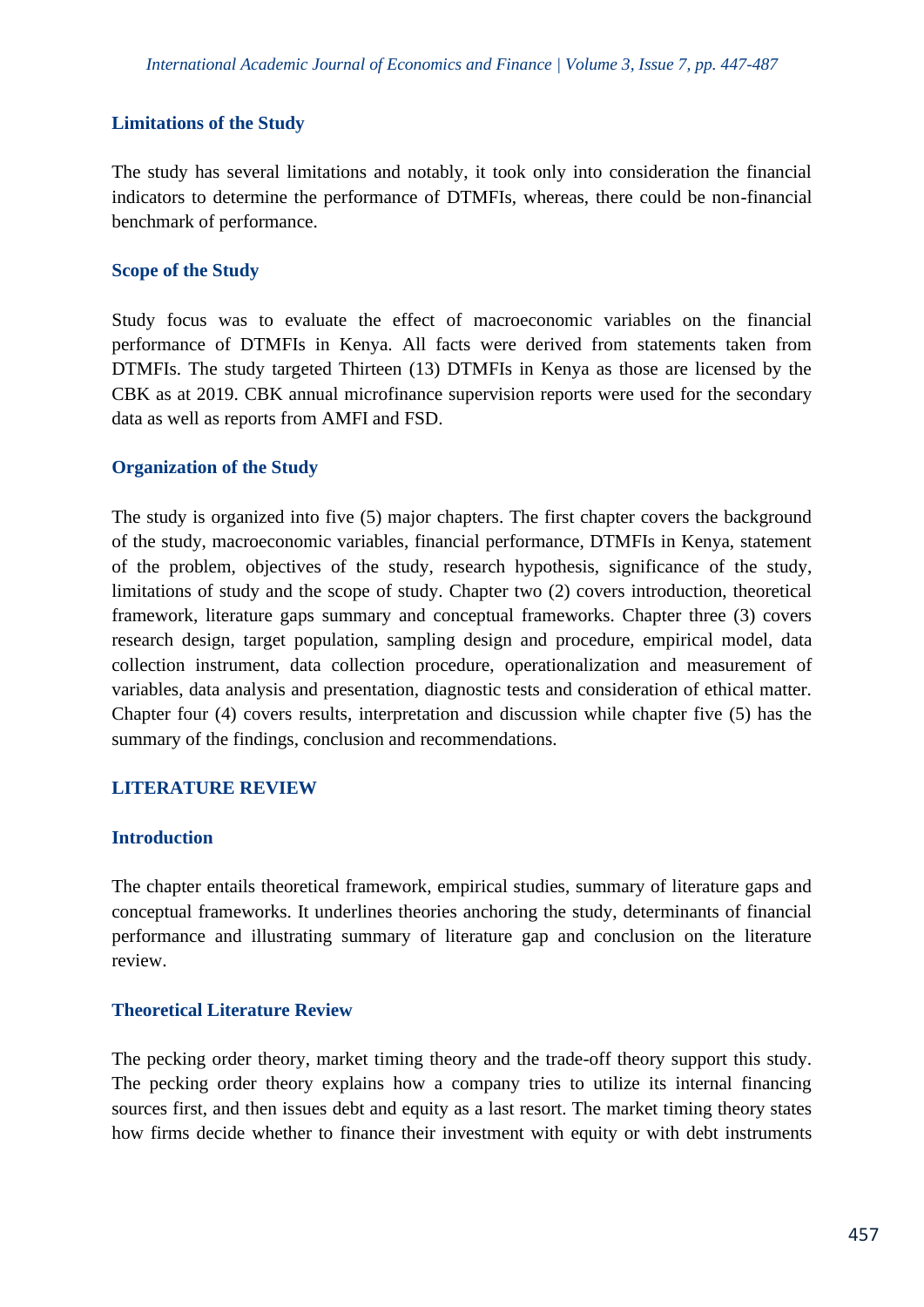### Limitations of the Study

The study has several limitations and notably, it took only into consideration the financial indicators to determine the performance of DTMFIs, whereas, there could be non-financial benchmark of performance.

### Scope of the Study

Study focus was to evaluate the effect of macroeconomic variables on the financial performance of DTMFIs in Kenya. All facts were derived from statements taken from DTMFIs. The study targeted Thirteen (13) DTMFIs in Kenya as those are licensed by the CBK as at 2019. CBK annual microfinance supervision reports were used for the secondary data as well as reports from AMFI and FSD.

### Organization of the Study

The study is organized into five (5) major chapters. The first chapter covers the background of the study, macroeconomic variables, financial performance, DTMFIs in Kenya, statement of the problem, objectives of the study, research hypothesis, significance of the study, limitations of study and the scope of study. Chapter two (2) covers introduction, theoretical framework, literature gaps summary and conceptual frameworks. Chapter three (3) covers research design, target population, sampling design and procedure, empirical model, data collection instrument, data collection procedure, operationalization and measurement of variables, data analysis and presentation, diagnostic tests and consideration of ethical matter. Chapter four (4) covers results, interpretation and discussion while chapter five (5) has the summary of the findings, conclusion and recommendations.

## LITERATURE REVIEW

### Introduction

The chapter entails theoretical framework, empirical studies, summary of literature gaps and conceptual frameworks. It underlines theories anchoring the study, determinants of financial performance and illustrating summary of literature gap and conclusion on the literature review.

### Theoretical Literature Review

The pecking order theory, market timing theory and the trade-off theory support this study. The pecking order theory explains how a company tries to utilize its internal financing sources first, and then issues debt and equity as a last resort. The market timing theory states how firms decide whether to finance their investment with equity or with debt instruments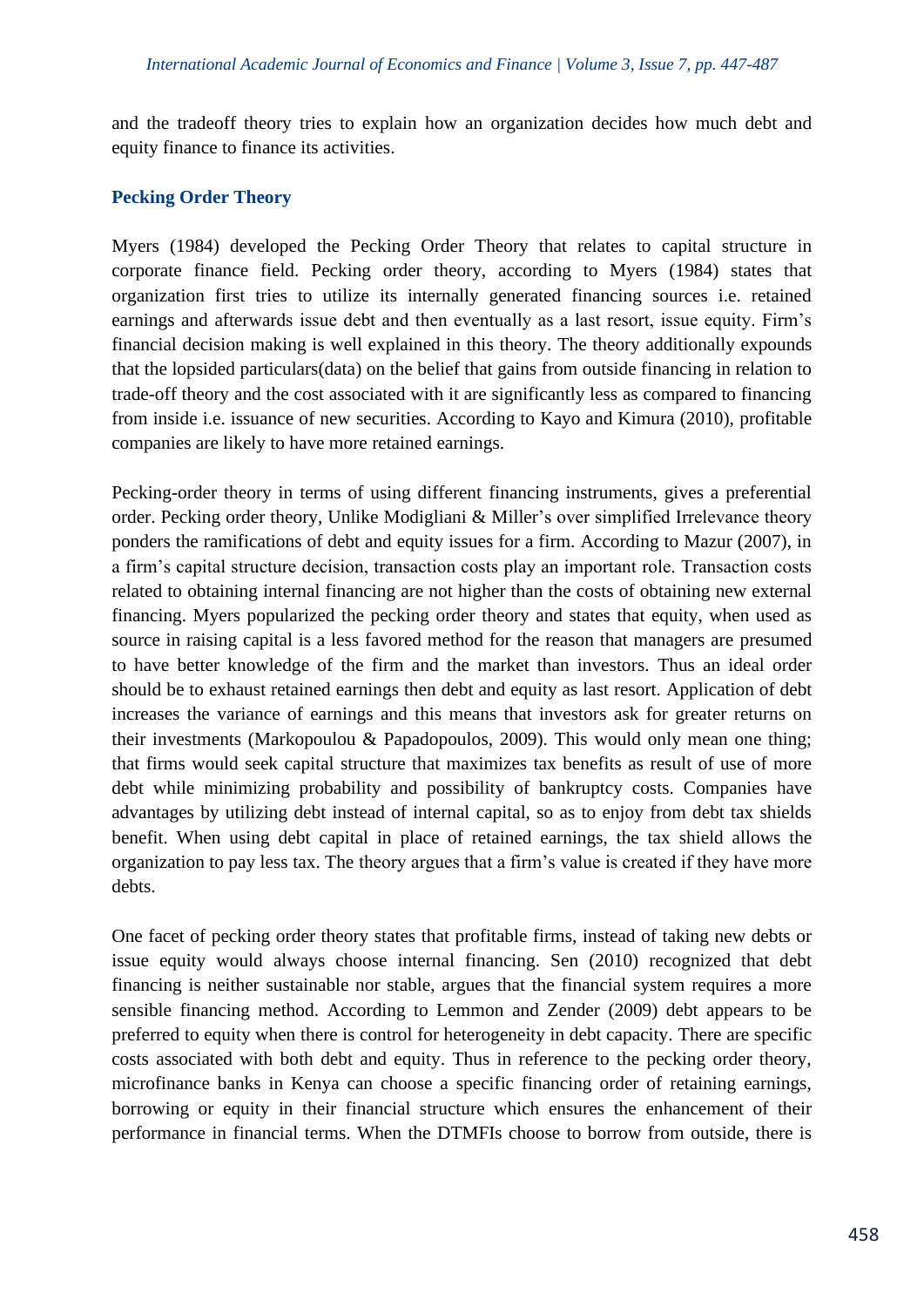and the tradeoff theory tries to explain how an organization decides how much debt and equity finance to finance its activities.

### Pecking Order Theory

Myers (1984) developed the Pecking Order Theory that relates to capital structure in corporate finance field. Pecking order theory, according to Myers (1984) states that organization first tries to utilize its internally generated financing sources i.e. retained earnings and afterwards issue debt and then eventually as a last resort, issue equity. Firm's financial decision making is well explained in this theory. The theory additionally expounds that the lopsided particulars(data) on the belief that gains from outside financing in relation to trade-off theory and the cost associated with it are significantly less as compared to financing from inside i.e. issuance of new securities. According to Kayo and Kimura (2010), profitable companies are likely to have more retained earnings.

Pecking-order theory in terms of using different financing instruments, gives a preferential order. Pecking order theory, Unlike Modigliani & Miller's over simplified Irrelevance theory ponders the ramifications of debt and equity issues for a firm. According to Mazur (2007), in a firm's capital structure decision, transaction costs play an important role. Transaction costs related to obtaining internal financing are not higher than the costs of obtaining new external financing. Myers popularized the pecking order theory and states that equity, when used as source in raising capital is a less favored method for the reason that managers are presumed to have better knowledge of the firm and the market than investors. Thus an ideal order should be to exhaust retained earnings then debt and equity as last resort. Application of debt increases the variance of earnings and this means that investors ask for greater returns on their investments (Markopoulou & Papadopoulos, 2009). This would only mean one thing; that firms would seek capital structure that maximizes tax benefits as result of use of more debt while minimizing probability and possibility of bankruptcy costs. Companies have advantages by utilizing debt instead of internal capital, so as to enjoy from debt tax shields benefit. When using debt capital in place of retained earnings, the tax shield allows the organization to pay less tax. The theory argues that a firm's value is created if they have more debts.

One facet of pecking order theory states that profitable firms, instead of taking new debts or issue equity would always choose internal financing. Sen (2010) recognized that debt financing is neither sustainable nor stable, argues that the financial system requires a more sensible financing method. According to Lemmon and Zender (2009) debt appears to be preferred to equity when there is control for heterogeneity in debt capacity. There are specific costs associated with both debt and equity. Thus in reference to the pecking order theory, microfinance banks in Kenya can choose a specific financing order of retaining earnings, borrowing or equity in their financial structure which ensures the enhancement of their performance in financial terms. When the DTMFIs choose to borrow from outside, there is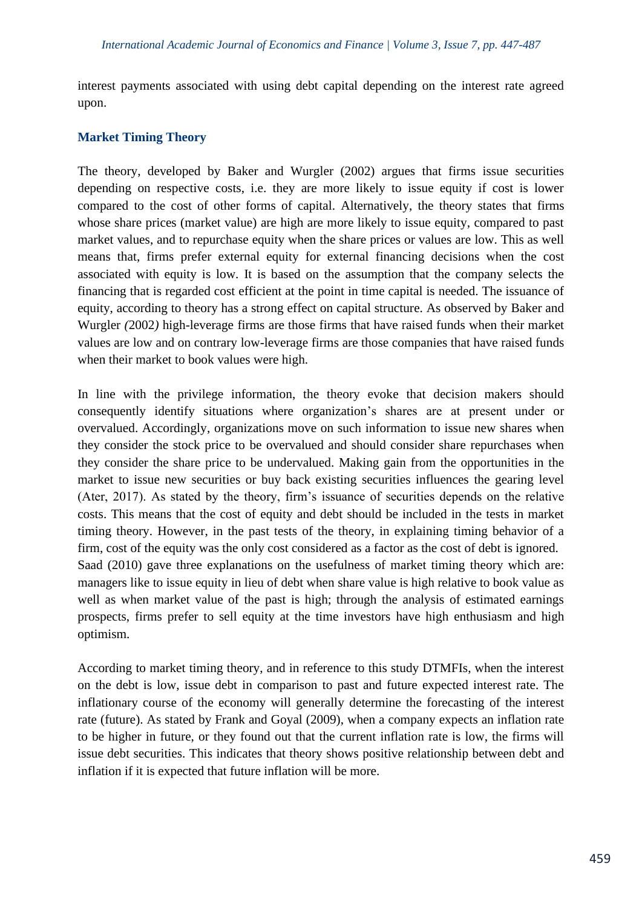interest payments associated with using debt capital depending on the interest rate agreed upon.

## Market Timing Theory

The theory, developed by Baker and Wurgler (2002) argues that firms issue securities depending on respective costs, i.e. they are more likely to issue equity if cost is lower compared to the cost of other forms of capital. Alternatively, the theory states that firms whose share prices (market value) are high are more likely to issue equity, compared to past market values, and to repurchase equity when the share prices or values are low. This as well means that, firms prefer external equity for external financing decisions when the cost associated with equity is low. It is based on the assumption that the company selects the financing that is regarded cost efficient at the point in time capital is needed. The issuance of equity, according to theory has a strong effect on capital structure. As observed by Baker and Wurgler *(*2002*)* high-leverage firms are those firms that have raised funds when their market values are low and on contrary low-leverage firms are those companies that have raised funds when their market to book values were high.

In line with the privilege information, the theory evoke that decision makers should consequently identify situations where organization's shares are at present under or overvalued. Accordingly, organizations move on such information to issue new shares when they consider the stock price to be overvalued and should consider share repurchases when they consider the share price to be undervalued. Making gain from the opportunities in the market to issue new securities or buy back existing securities influences the gearing level (Ater, 2017). As stated by the theory, firm's issuance of securities depends on the relative costs. This means that the cost of equity and debt should be included in the tests in market timing theory. However, in the past tests of the theory, in explaining timing behavior of a firm, cost of the equity was the only cost considered as a factor as the cost of debt is ignored. Saad (2010) gave three explanations on the usefulness of market timing theory which are: managers like to issue equity in lieu of debt when share value is high relative to book value as well as when market value of the past is high; through the analysis of estimated earnings prospects, firms prefer to sell equity at the time investors have high enthusiasm and high optimism.

According to market timing theory, and in reference to this study DTMFIs, when the interest on the debt is low, issue debt in comparison to past and future expected interest rate. The inflationary course of the economy will generally determine the forecasting of the interest rate (future). As stated by Frank and Goyal (2009), when a company expects an inflation rate to be higher in future, or they found out that the current inflation rate is low, the firms will issue debt securities. This indicates that theory shows positive relationship between debt and inflation if it is expected that future inflation will be more.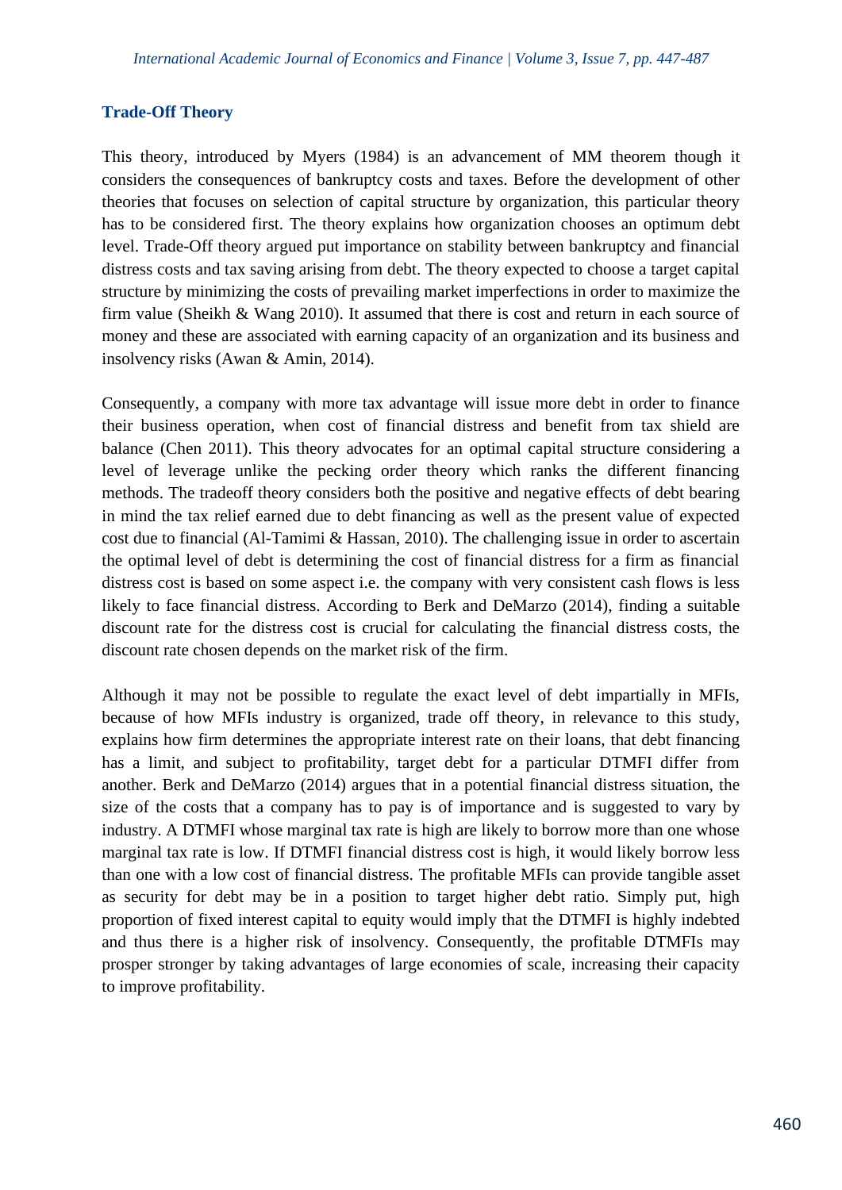### Trade-Off Theory

This theory, introduced by Myers (1984) is an advancement of MM theorem though it considers the consequences of bankruptcy costs and taxes. Before the development of other theories that focuses on selection of capital structure by organization, this particular theory has to be considered first. The theory explains how organization chooses an optimum debt level. Trade-Off theory argued put importance on stability between bankruptcy and financial distress costs and tax saving arising from debt. The theory expected to choose a target capital structure by minimizing the costs of prevailing market imperfections in order to maximize the firm value (Sheikh & Wang 2010). It assumed that there is cost and return in each source of money and these are associated with earning capacity of an organization and its business and insolvency risks (Awan & Amin, 2014).

Consequently, a company with more tax advantage will issue more debt in order to finance their business operation, when cost of financial distress and benefit from tax shield are balance (Chen 2011). This theory advocates for an optimal capital structure considering a level of leverage unlike the pecking order theory which ranks the different financing methods. The tradeoff theory considers both the positive and negative effects of debt bearing in mind the tax relief earned due to debt financing as well as the present value of expected cost due to financial (Al-Tamimi & Hassan, 2010). The challenging issue in order to ascertain the optimal level of debt is determining the cost of financial distress for a firm as financial distress cost is based on some aspect i.e. the company with very consistent cash flows is less likely to face financial distress. According to Berk and DeMarzo (2014), finding a suitable discount rate for the distress cost is crucial for calculating the financial distress costs, the discount rate chosen depends on the market risk of the firm.

Although it may not be possible to regulate the exact level of debt impartially in MFIs, because of how MFIs industry is organized, trade off theory, in relevance to this study, explains how firm determines the appropriate interest rate on their loans, that debt financing has a limit, and subject to profitability, target debt for a particular DTMFI differ from another. Berk and DeMarzo (2014) argues that in a potential financial distress situation, the size of the costs that a company has to pay is of importance and is suggested to vary by industry. A DTMFI whose marginal tax rate is high are likely to borrow more than one whose marginal tax rate is low. If DTMFI financial distress cost is high, it would likely borrow less than one with a low cost of financial distress. The profitable MFIs can provide tangible asset as security for debt may be in a position to target higher debt ratio. Simply put, high proportion of fixed interest capital to equity would imply that the DTMFI is highly indebted and thus there is a higher risk of insolvency. Consequently, the profitable DTMFIs may prosper stronger by taking advantages of large economies of scale, increasing their capacity to improve profitability.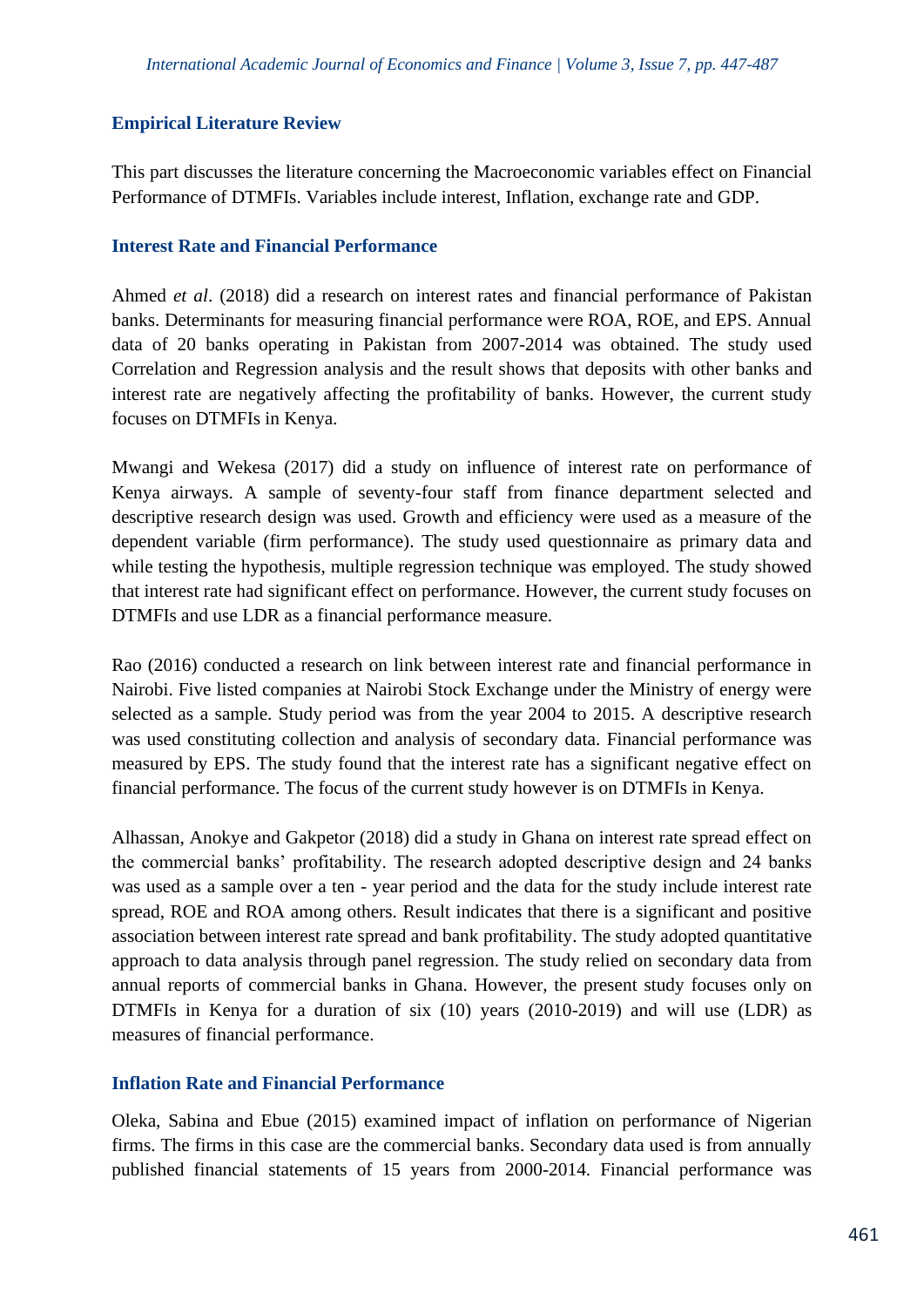## Empirical Literature Review

This part discusses the literature concerning the Macroeconomic variables effect on Financial Performance of DTMFIs. Variables include interest, Inflation, exchange rate and GDP.

### Interest Rate and Financial Performance

Ahmed *et al*. (2018) did a research on interest rates and financial performance of Pakistan banks. Determinants for measuring financial performance were ROA, ROE, and EPS. Annual data of 20 banks operating in Pakistan from 2007-2014 was obtained. The study used Correlation and Regression analysis and the result shows that deposits with other banks and interest rate are negatively affecting the profitability of banks. However, the current study focuses on DTMFIs in Kenya.

Mwangi and Wekesa (2017) did a study on influence of interest rate on performance of Kenya airways. A sample of seventy-four staff from finance department selected and descriptive research design was used. Growth and efficiency were used as a measure of the dependent variable (firm performance). The study used questionnaire as primary data and while testing the hypothesis, multiple regression technique was employed. The study showed that interest rate had significant effect on performance. However, the current study focuses on DTMFIs and use LDR as a financial performance measure.

Rao (2016) conducted a research on link between interest rate and financial performance in Nairobi. Five listed companies at Nairobi Stock Exchange under the Ministry of energy were selected as a sample. Study period was from the year 2004 to 2015. A descriptive research was used constituting collection and analysis of secondary data. Financial performance was measured by EPS. The study found that the interest rate has a significant negative effect on financial performance. The focus of the current study however is on DTMFIs in Kenya.

Alhassan, Anokye and Gakpetor (2018) did a study in Ghana on interest rate spread effect on the commercial banks' profitability. The research adopted descriptive design and 24 banks was used as a sample over a ten - year period and the data for the study include interest rate spread, ROE and ROA among others. Result indicates that there is a significant and positive association between interest rate spread and bank profitability. The study adopted quantitative approach to data analysis through panel regression. The study relied on secondary data from annual reports of commercial banks in Ghana. However, the present study focuses only on DTMFIs in Kenya for a duration of six (10) years (2010-2019) and will use (LDR) as measures of financial performance.

### Inflation Rate and Financial Performance

Oleka, Sabina and Ebue (2015) examined impact of inflation on performance of Nigerian firms. The firms in this case are the commercial banks. Secondary data used is from annually published financial statements of 15 years from 2000-2014. Financial performance was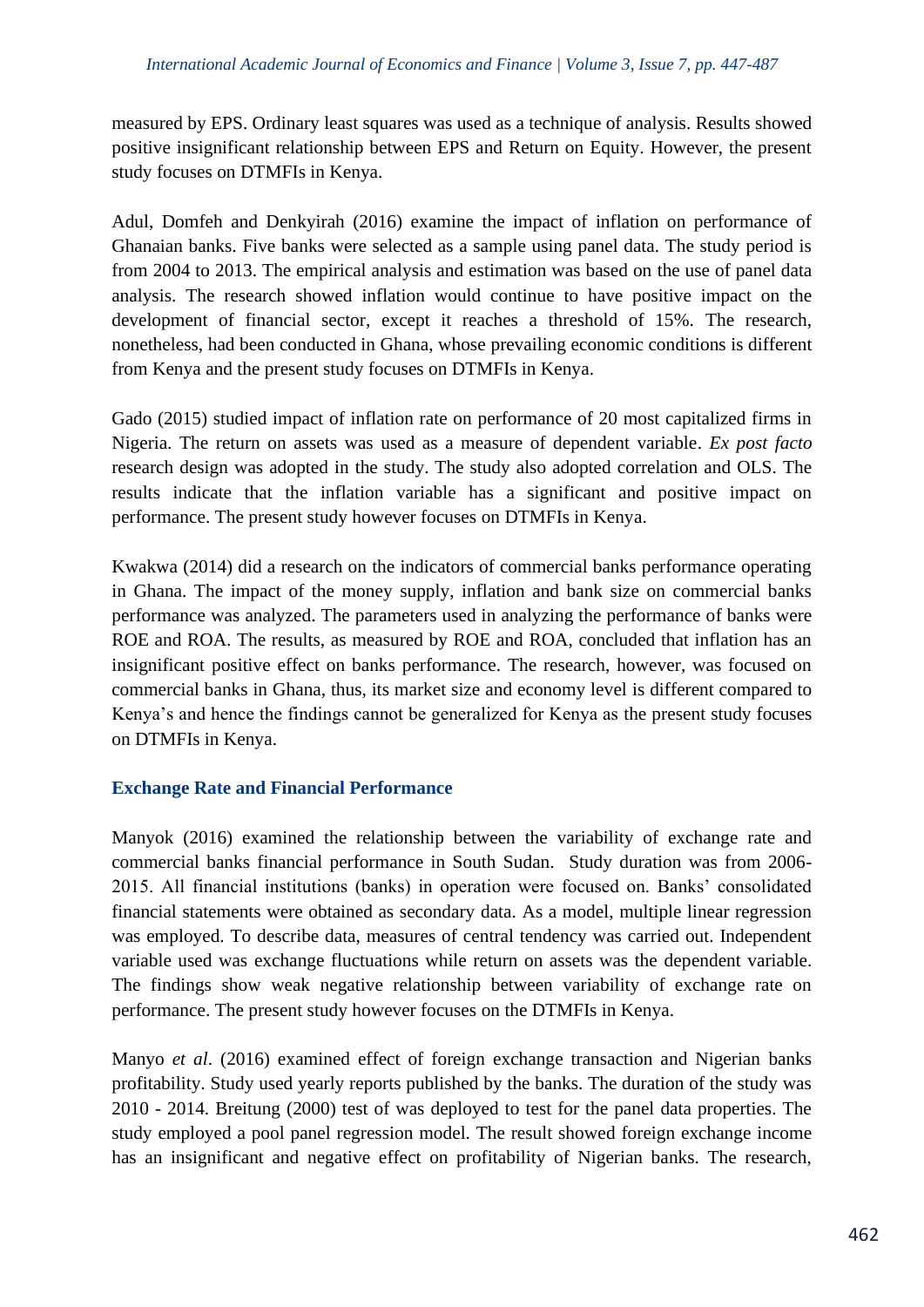measured by EPS. Ordinary least squares was used as a technique of analysis. Results showed positive insignificant relationship between EPS and Return on Equity. However, the present study focuses on DTMFIs in Kenya.

Adul, Domfeh and Denkyirah (2016) examine the impact of inflation on performance of Ghanaian banks. Five banks were selected as a sample using panel data. The study period is from 2004 to 2013. The empirical analysis and estimation was based on the use of panel data analysis. The research showed inflation would continue to have positive impact on the development of financial sector, except it reaches a threshold of 15%. The research, nonetheless, had been conducted in Ghana, whose prevailing economic conditions is different from Kenya and the present study focuses on DTMFIs in Kenya.

Gado (2015) studied impact of inflation rate on performance of 20 most capitalized firms in Nigeria. The return on assets was used as a measure of dependent variable. *Ex post facto* research design was adopted in the study. The study also adopted correlation and OLS. The results indicate that the inflation variable has a significant and positive impact on performance. The present study however focuses on DTMFIs in Kenya.

Kwakwa (2014) did a research on the indicators of commercial banks performance operating in Ghana. The impact of the money supply, inflation and bank size on commercial banks performance was analyzed. The parameters used in analyzing the performance of banks were ROE and ROA. The results, as measured by ROE and ROA, concluded that inflation has an insignificant positive effect on banks performance. The research, however, was focused on commercial banks in Ghana, thus, its market size and economy level is different compared to Kenya's and hence the findings cannot be generalized for Kenya as the present study focuses on DTMFIs in Kenya.

### Exchange Rate and Financial Performance

Manyok (2016) examined the relationship between the variability of exchange rate and commercial banks financial performance in South Sudan. Study duration was from 2006-2015. All financial institutions (banks) in operation were focused on. Banks' consolidated financial statements were obtained as secondary data. As a model, multiple linear regression was employed. To describe data, measures of central tendency was carried out. Independent variable used was exchange fluctuations while return on assets was the dependent variable. The findings show weak negative relationship between variability of exchange rate on performance. The present study however focuses on the DTMFIs in Kenya.

Manyo *et al*. (2016) examined effect of foreign exchange transaction and Nigerian banks profitability. Study used yearly reports published by the banks. The duration of the study was 2010 - 2014. Breitung (2000) test of was deployed to test for the panel data properties. The study employed a pool panel regression model. The result showed foreign exchange income has an insignificant and negative effect on profitability of Nigerian banks. The research,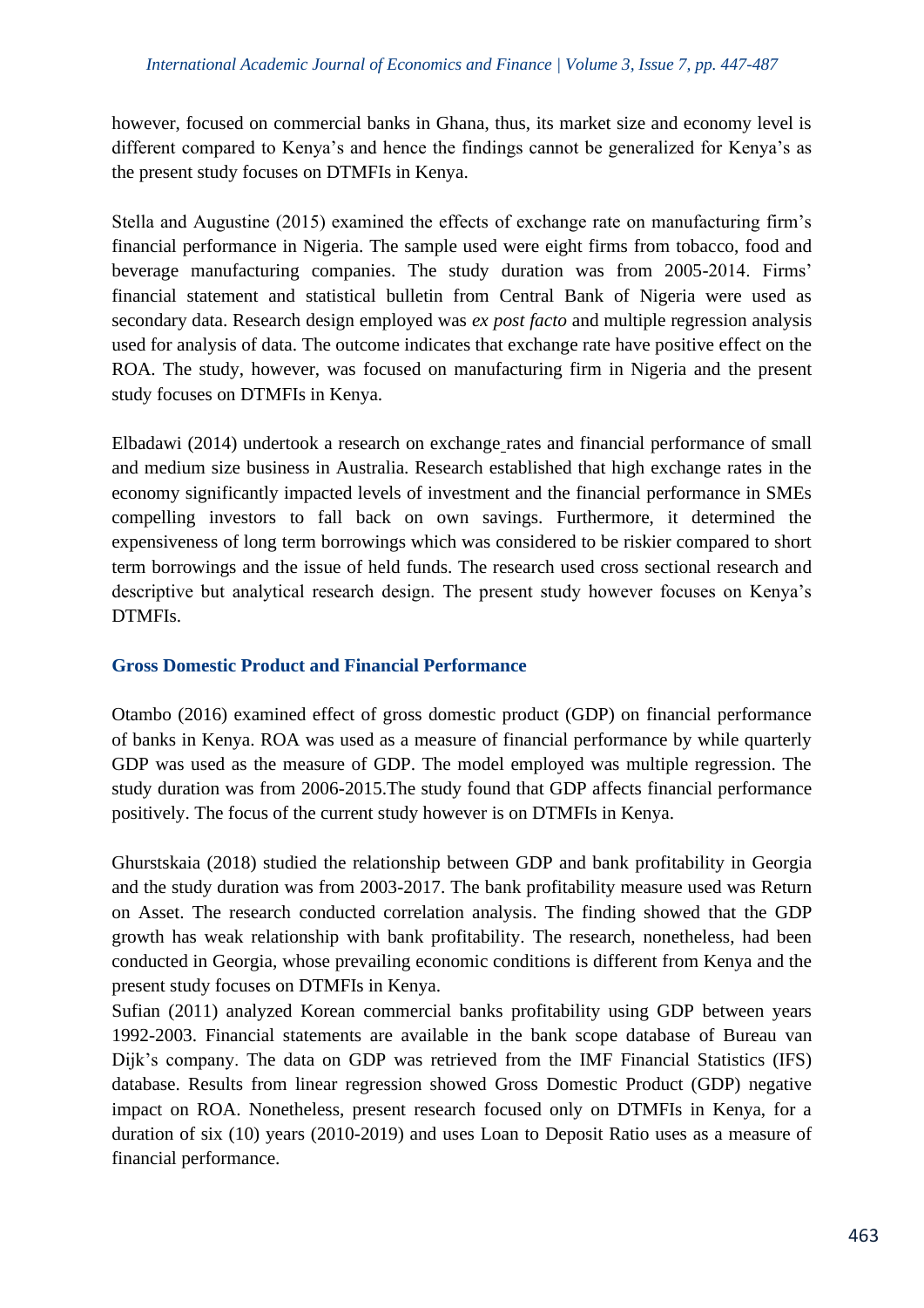however, focused on commercial banks in Ghana, thus, its market size and economy level is different compared to Kenya's and hence the findings cannot be generalized for Kenya's as the present study focuses on DTMFIs in Kenya.

Stella and Augustine (2015) examined the effects of exchange rate on manufacturing firm's financial performance in Nigeria. The sample used were eight firms from tobacco, food and beverage manufacturing companies. The study duration was from 2005-2014. Firms' financial statement and statistical bulletin from Central Bank of Nigeria were used as secondary data. Research design employed was *ex post facto* and multiple regression analysis used for analysis of data. The outcome indicates that exchange rate have positive effect on the ROA. The study, however, was focused on manufacturing firm in Nigeria and the present study focuses on DTMFIs in Kenya.

Elbadawi (2014) undertook a research on exchange rates and financial performance of small and medium size business in Australia. Research established that high exchange rates in the economy significantly impacted levels of investment and the financial performance in SMEs compelling investors to fall back on own savings. Furthermore, it determined the expensiveness of long term borrowings which was considered to be riskier compared to short term borrowings and the issue of held funds. The research used cross sectional research and descriptive but analytical research design. The present study however focuses on Kenya's DTMFIs.

### Gross Domestic Product and Financial Performance

Otambo (2016) examined effect of gross domestic product (GDP) on financial performance of banks in Kenya. ROA was used as a measure of financial performance by while quarterly GDP was used as the measure of GDP. The model employed was multiple regression. The study duration was from 2006-2015.The study found that GDP affects financial performance positively. The focus of the current study however is on DTMFIs in Kenya.

Ghurstskaia (2018) studied the relationship between GDP and bank profitability in Georgia and the study duration was from 2003-2017. The bank profitability measure used was Return on Asset. The research conducted correlation analysis. The finding showed that the GDP growth has weak relationship with bank profitability. The research, nonetheless, had been conducted in Georgia, whose prevailing economic conditions is different from Kenya and the present study focuses on DTMFIs in Kenya.

Sufian (2011) analyzed Korean commercial banks profitability using GDP between years 1992-2003. Financial statements are available in the bank scope database of Bureau van Dijk's company. The data on GDP was retrieved from the IMF Financial Statistics (IFS) database. Results from linear regression showed Gross Domestic Product (GDP) negative impact on ROA. Nonetheless, present research focused only on DTMFIs in Kenya, for a duration of six (10) years (2010-2019) and uses Loan to Deposit Ratio uses as a measure of financial performance.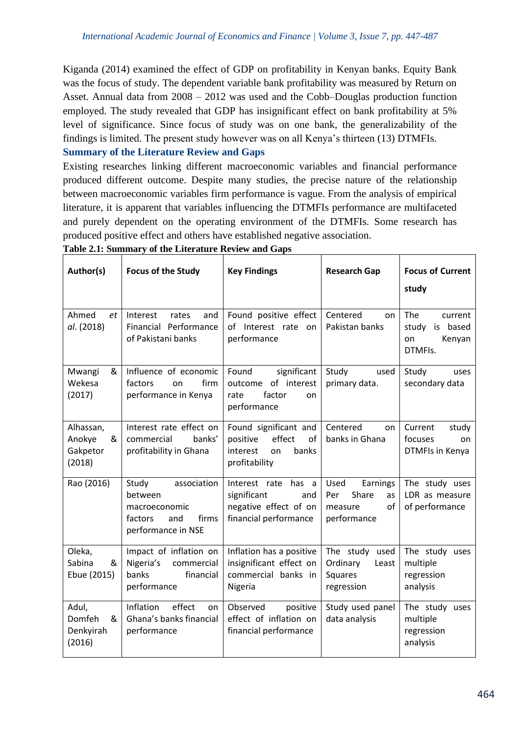Kiganda (2014) examined the effect of GDP on profitability in Kenyan banks. Equity Bank was the focus of study. The dependent variable bank profitability was measured by Return on Asset. Annual data from 2008 – 2012 was used and the Cobb–Douglas production function employed. The study revealed that GDP has insignificant effect on bank profitability at 5% level of significance. Since focus of study was on one bank, the generalizability of the findings is limited. The present study however was on all Kenya's thirteen (13) DTMFIs.

## Summary of the Literature Review and Gaps

Existing researches linking different macroeconomic variables and financial performance produced different outcome. Despite many studies, the precise nature of the relationship between macroeconomic variables firm performance is vague. From the analysis of empirical literature, it is apparent that variables influencing the DTMFIs performance are multifaceted and purely dependent on the operating environment of the DTMFIs. Some research has produced positive effect and others have established negative association.

**Table 2.1: Summary of the Literature Review and Gaps**

| Author(s) | Focus of the Study | Key Findings | Research Gap | Focus of Current study |
|---|---|---|---|---|
| Ahmed *et al*. (2018) | Interest rates and Financial Performance of Pakistani banks | Found positive effect of Interest rate on performance | Centered on Pakistan banks | The current study is based on Kenyan DTMFIs. |
| Mwangi & Wekesa (2017) | Influence of economic factors on firm performance in Kenya | Found significant outcome of interest rate factor on performance | Study used primary data. | Study uses secondary data |
| Alhassan, Anokye & Gakpetor (2018) | Interest rate effect on commercial banks' profitability in Ghana | Found significant and positive effect of interest on banks profitability | Centered on banks in Ghana | Current study focuses on DTMFIs in Kenya |
| Rao (2016) | Study association between macroeconomic factors and firms performance in NSE | Interest rate has a significant and negative effect of on financial performance | Used Earnings Per Share as measure of performance | The study uses LDR as measure of performance |
| Oleka, Sabina & Ebue (2015) | Impact of inflation on Nigeria's commercial banks financial performance | Inflation has a positive insignificant effect on commercial banks in Nigeria | The study used Ordinary Least Squares regression | The study uses multiple regression analysis |
| Adul, Domfeh & Denkyirah (2016) | Inflation effect on Ghana's banks financial performance | Observed positive effect of inflation on financial performance | Study used panel data analysis | The study uses multiple regression analysis |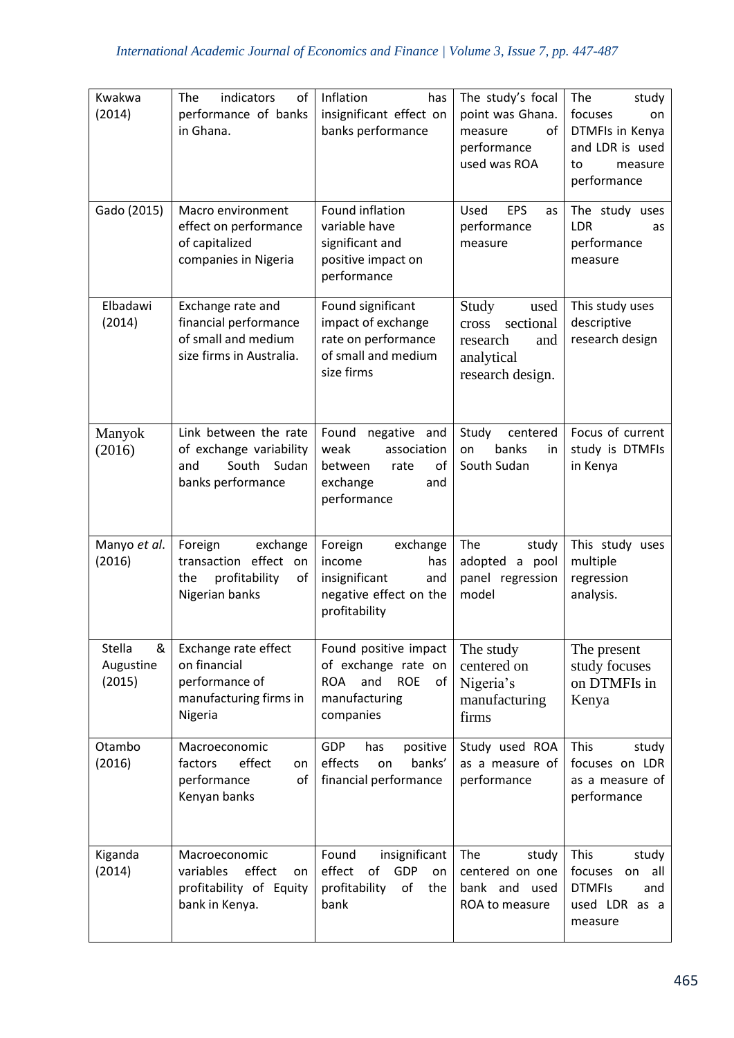| Kwakwa (2014) | The indicators of performance of banks in Ghana. | Inflation has insignificant effect on banks performance | The study's focal point was Ghana. measure of performance used was ROA | The study focuses on DTMFIs in Kenya and LDR is used to measure performance |
|---|---|---|---|---|
| Gado (2015) | Macro environment effect on performance of capitalized companies in Nigeria | Found inflation variable have significant and positive impact on performance | Used EPS as performance measure | The study uses LDR as performance measure |
| Elbadawi (2014) | Exchange rate and financial performance of small and medium size firms in Australia. | Found significant impact of exchange rate on performance of small and medium size firms | Study used cross sectional research and analytical research design. | This study uses descriptive research design |
| Manyok (2016) | Link between the rate of exchange variability and South Sudan banks performance | Found negative and weak association between rate of exchange and performance | Study centered on banks in South Sudan | Focus of current study is DTMFIs in Kenya |
| Manyo *et al.* (2016) | Foreign exchange transaction effect on the profitability of Nigerian banks | Foreign exchange income has insignificant and negative effect on the profitability | The study adopted a pool panel regression model | This study uses multiple regression analysis. |
| Stella & Augustine (2015) | Exchange rate effect on financial performance of manufacturing firms in Nigeria | Found positive impact of exchange rate on ROA and ROE of manufacturing companies | The study centered on Nigeria's manufacturing firms | The present study focuses on DTMFIs in Kenya |
| Otambo (2016) | Macroeconomic factors effect on performance of Kenyan banks | GDP has positive effects on banks' financial performance | Study used ROA as a measure of performance | This study focuses on LDR as a measure of performance |
| Kiganda (2014) | Macroeconomic variables effect on profitability of Equity bank in Kenya. | Found insignificant effect of GDP on profitability of the bank | The study centered on one bank and used ROA to measure | This study focuses on all DTMFIs and used LDR as a measure |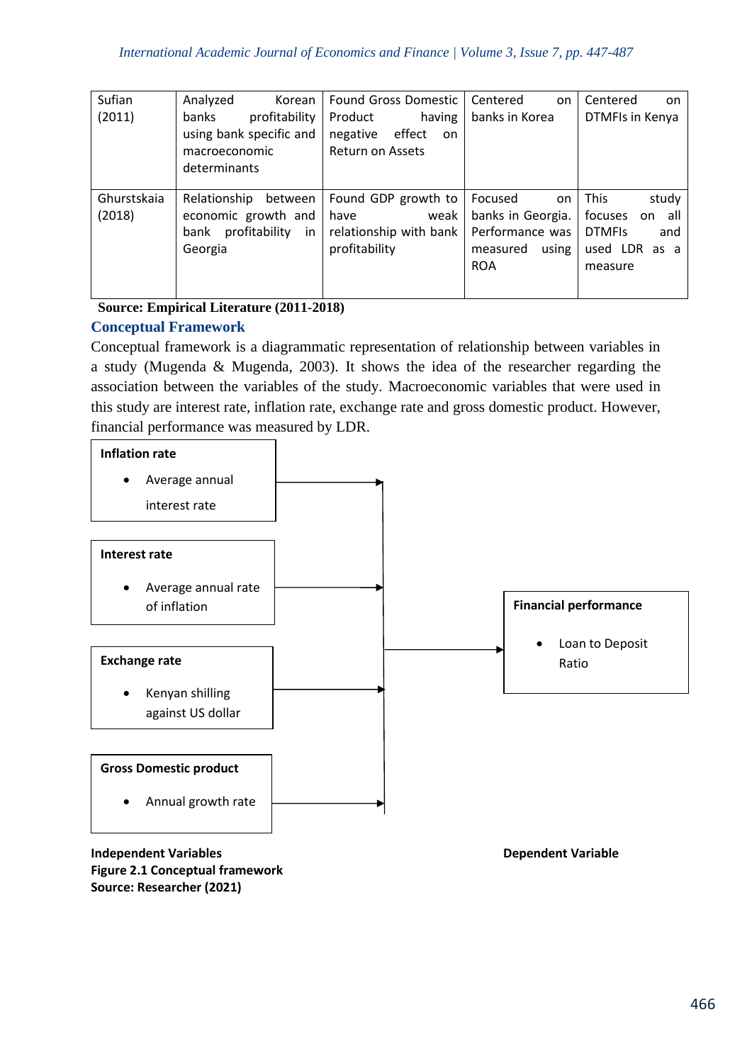| Sufian (2011) | Analyzed Korean banks profitability using bank specific and macroeconomic determinants | Found Gross Domestic Product having negative effect on Return on Assets | Centered on banks in Korea | Centered on DTMFIs in Kenya |
|---|---|---|---|---|
| Ghurstskaia (2018) | Relationship between economic growth and bank profitability in Georgia | Found GDP growth to have weak relationship with bank profitability | Focused on banks in Georgia. Performance was measured using ROA | This study focuses on all DTMFIs and used LDR as a measure |

**Source: Empirical Literature (2011-2018)**

## Conceptual Framework

Conceptual framework is a diagrammatic representation of relationship between variables in a study (Mugenda & Mugenda, 2003). It shows the idea of the researcher regarding the association between the variables of the study. Macroeconomic variables that were used in this study are interest rate, inflation rate, exchange rate and gross domestic product. However, financial performance was measured by LDR.

**Inflation rate**
- Average annual interest rate

**Interest rate**
- Average annual rate of inflation

**Exchange rate**
- Kenyan shilling against US dollar

**Gross Domestic product**
- Annual growth rate

**Financial performance**
- Loan to Deposit Ratio

**Independent Variables** → **Dependent Variable**

**Figure 2.1 Conceptual framework**
**Source: Researcher (2021)**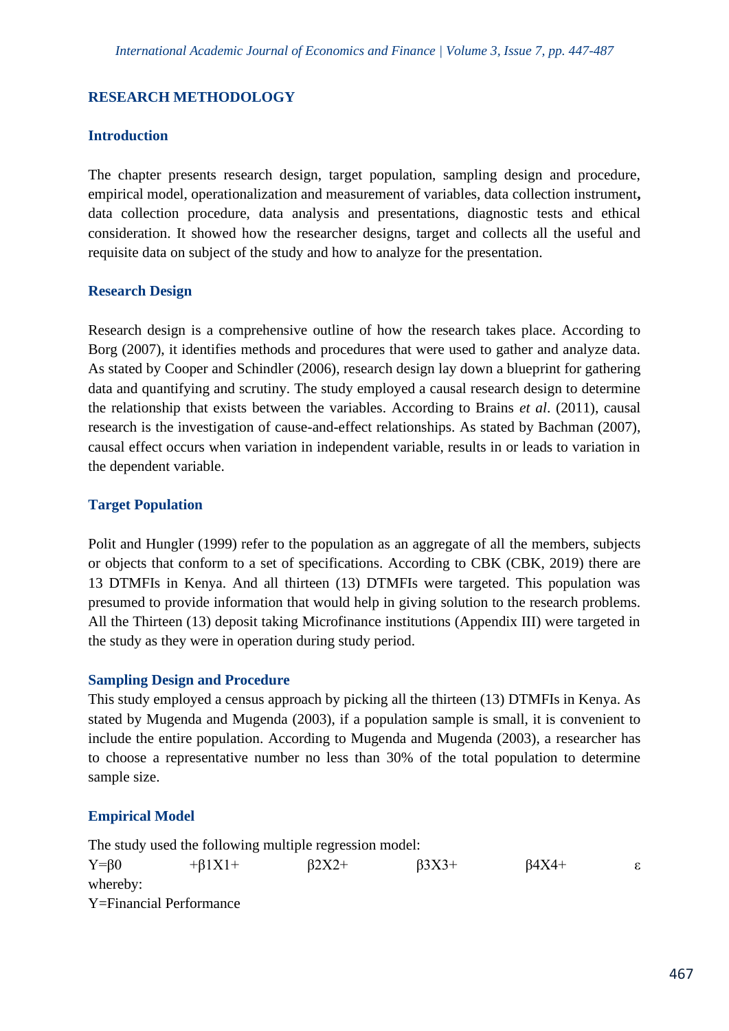## RESEARCH METHODOLOGY

### Introduction

The chapter presents research design, target population, sampling design and procedure, empirical model, operationalization and measurement of variables, data collection instrument**,** data collection procedure, data analysis and presentations, diagnostic tests and ethical consideration. It showed how the researcher designs, target and collects all the useful and requisite data on subject of the study and how to analyze for the presentation.

### Research Design

Research design is a comprehensive outline of how the research takes place. According to Borg (2007), it identifies methods and procedures that were used to gather and analyze data. As stated by Cooper and Schindler (2006), research design lay down a blueprint for gathering data and quantifying and scrutiny. The study employed a causal research design to determine the relationship that exists between the variables. According to Brains *et al*. (2011), causal research is the investigation of cause-and-effect relationships. As stated by Bachman (2007), causal effect occurs when variation in independent variable, results in or leads to variation in the dependent variable.

### Target Population

Polit and Hungler (1999) refer to the population as an aggregate of all the members, subjects or objects that conform to a set of specifications. According to CBK (CBK, 2019) there are 13 DTMFIs in Kenya. And all thirteen (13) DTMFIs were targeted. This population was presumed to provide information that would help in giving solution to the research problems. All the Thirteen (13) deposit taking Microfinance institutions (Appendix III) were targeted in the study as they were in operation during study period.

### Sampling Design and Procedure

This study employed a census approach by picking all the thirteen (13) DTMFIs in Kenya. As stated by Mugenda and Mugenda (2003), if a population sample is small, it is convenient to include the entire population. According to Mugenda and Mugenda (2003), a researcher has to choose a representative number no less than 30% of the total population to determine sample size.

### Empirical Model

The study used the following multiple regression model:

$$Y=\beta 0 + \beta 1X1 + \beta 2X2 + \beta 3X3 + \beta 4X4 + \varepsilon$$

whereby:

Y=Financial Performance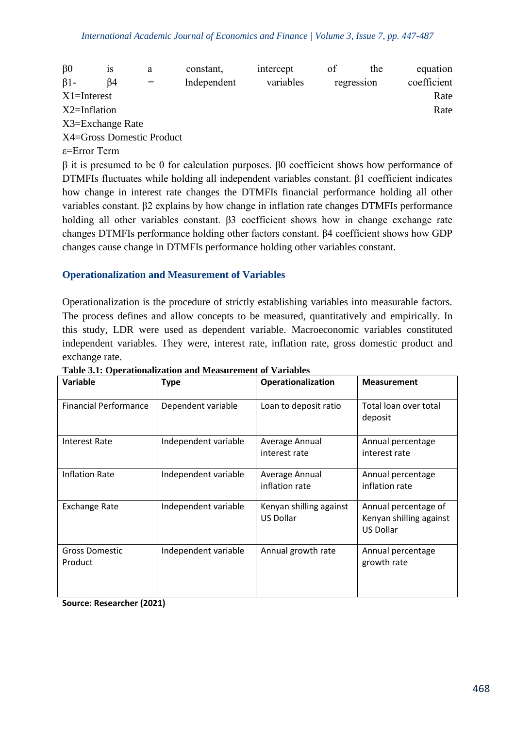$\beta_0$ is a constant, intercept of the equation
$\beta_1$- $\beta_4$ = Independent variables regression coefficient
$X_1$=Interest Rate
$X_2$=Inflation Rate
$X_3$=Exchange Rate
$X_4$=Gross Domestic Product
$\varepsilon$=Error Term

$\beta$ it is presumed to be 0 for calculation purposes. $\beta_0$ coefficient shows how performance of DTMFIs fluctuates while holding all independent variables constant. $\beta_1$ coefficient indicates how change in interest rate changes the DTMFIs financial performance holding all other variables constant. $\beta_2$ explains by how change in inflation rate changes DTMFIs performance holding all other variables constant. $\beta_3$ coefficient shows how in change exchange rate changes DTMFIs performance holding other factors constant. $\beta_4$ coefficient shows how GDP changes cause change in DTMFIs performance holding other variables constant.

## Operationalization and Measurement of Variables

Operationalization is the procedure of strictly establishing variables into measurable factors. The process defines and allow concepts to be measured, quantitatively and empirically. In this study, LDR were used as dependent variable. Macroeconomic variables constituted independent variables. They were, interest rate, inflation rate, gross domestic product and exchange rate.

**Table 3.1: Operationalization and Measurement of Variables**

| Variable | Type | Operationalization | Measurement |
|---|---|---|---|
| Financial Performance | Dependent variable | Loan to deposit ratio | Total loan over total deposit |
| Interest Rate | Independent variable | Average Annual interest rate | Annual percentage interest rate |
| Inflation Rate | Independent variable | Average Annual inflation rate | Annual percentage inflation rate |
| Exchange Rate | Independent variable | Kenyan shilling against US Dollar | Annual percentage of Kenyan shilling against US Dollar |
| Gross Domestic Product | Independent variable | Annual growth rate | Annual percentage growth rate |

**Source: Researcher (2021)**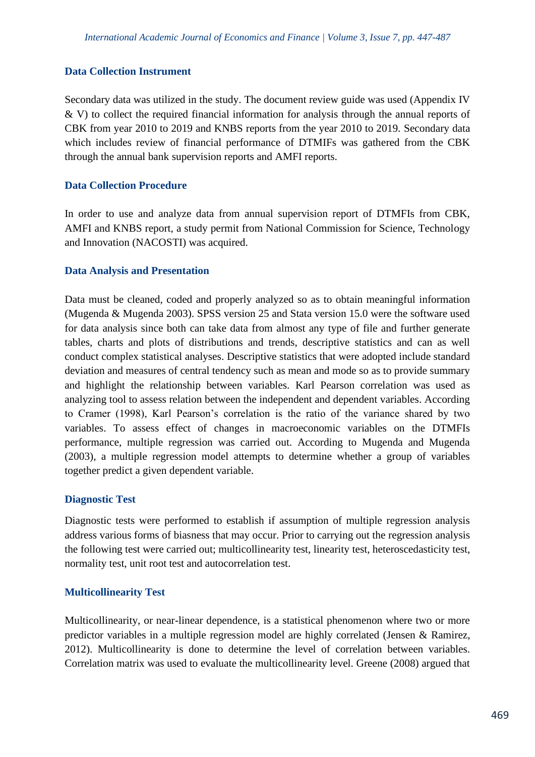### Data Collection Instrument

Secondary data was utilized in the study. The document review guide was used (Appendix IV & V) to collect the required financial information for analysis through the annual reports of CBK from year 2010 to 2019 and KNBS reports from the year 2010 to 2019. Secondary data which includes review of financial performance of DTMIFs was gathered from the CBK through the annual bank supervision reports and AMFI reports.

### Data Collection Procedure

In order to use and analyze data from annual supervision report of DTMFIs from CBK, AMFI and KNBS report, a study permit from National Commission for Science, Technology and Innovation (NACOSTI) was acquired.

### Data Analysis and Presentation

Data must be cleaned, coded and properly analyzed so as to obtain meaningful information (Mugenda & Mugenda 2003). SPSS version 25 and Stata version 15.0 were the software used for data analysis since both can take data from almost any type of file and further generate tables, charts and plots of distributions and trends, descriptive statistics and can as well conduct complex statistical analyses. Descriptive statistics that were adopted include standard deviation and measures of central tendency such as mean and mode so as to provide summary and highlight the relationship between variables. Karl Pearson correlation was used as analyzing tool to assess relation between the independent and dependent variables. According to Cramer (1998), Karl Pearson's correlation is the ratio of the variance shared by two variables. To assess effect of changes in macroeconomic variables on the DTMFIs performance, multiple regression was carried out. According to Mugenda and Mugenda (2003), a multiple regression model attempts to determine whether a group of variables together predict a given dependent variable.

### Diagnostic Test

Diagnostic tests were performed to establish if assumption of multiple regression analysis address various forms of biasness that may occur. Prior to carrying out the regression analysis the following test were carried out; multicollinearity test, linearity test, heteroscedasticity test, normality test, unit root test and autocorrelation test.

### Multicollinearity Test

Multicollinearity, or near-linear dependence, is a statistical phenomenon where two or more predictor variables in a multiple regression model are highly correlated (Jensen & Ramirez, 2012). Multicollinearity is done to determine the level of correlation between variables. Correlation matrix was used to evaluate the multicollinearity level. Greene (2008) argued that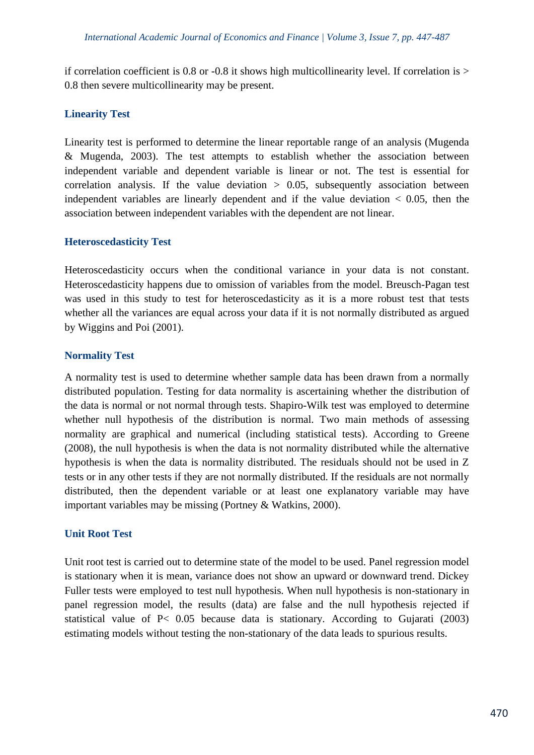if correlation coefficient is 0.8 or -0.8 it shows high multicollinearity level. If correlation is > 0.8 then severe multicollinearity may be present.

### Linearity Test

Linearity test is performed to determine the linear reportable range of an analysis (Mugenda & Mugenda, 2003). The test attempts to establish whether the association between independent variable and dependent variable is linear or not. The test is essential for correlation analysis. If the value deviation > 0.05, subsequently association between independent variables are linearly dependent and if the value deviation < 0.05, then the association between independent variables with the dependent are not linear.

### Heteroscedasticity Test

Heteroscedasticity occurs when the conditional variance in your data is not constant. Heteroscedasticity happens due to omission of variables from the model. Breusch-Pagan test was used in this study to test for heteroscedasticity as it is a more robust test that tests whether all the variances are equal across your data if it is not normally distributed as argued by Wiggins and Poi (2001).

### Normality Test

A normality test is used to determine whether sample data has been drawn from a normally distributed population. Testing for data normality is ascertaining whether the distribution of the data is normal or not normal through tests. Shapiro-Wilk test was employed to determine whether null hypothesis of the distribution is normal. Two main methods of assessing normality are graphical and numerical (including statistical tests). According to Greene (2008), the null hypothesis is when the data is not normality distributed while the alternative hypothesis is when the data is normality distributed. The residuals should not be used in Z tests or in any other tests if they are not normally distributed. If the residuals are not normally distributed, then the dependent variable or at least one explanatory variable may have important variables may be missing (Portney & Watkins, 2000).

### Unit Root Test

Unit root test is carried out to determine state of the model to be used. Panel regression model is stationary when it is mean, variance does not show an upward or downward trend. Dickey Fuller tests were employed to test null hypothesis. When null hypothesis is non-stationary in panel regression model, the results (data) are false and the null hypothesis rejected if statistical value of $P < 0.05$ because data is stationary. According to Gujarati (2003) estimating models without testing the non-stationary of the data leads to spurious results.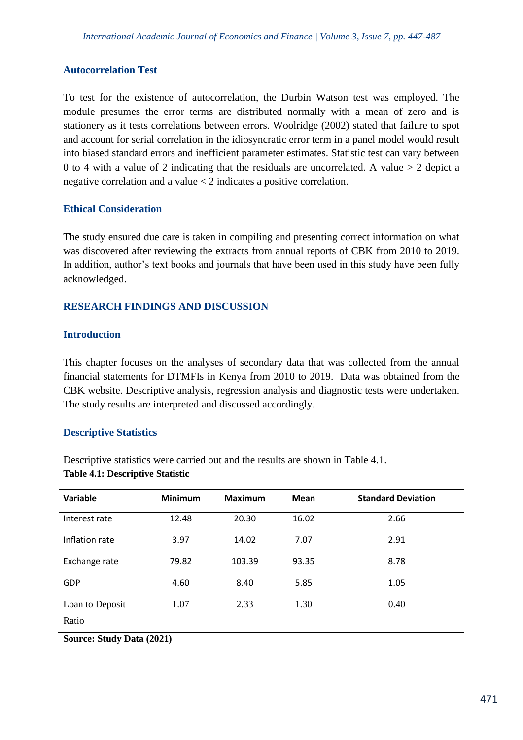### Autocorrelation Test

To test for the existence of autocorrelation, the Durbin Watson test was employed. The module presumes the error terms are distributed normally with a mean of zero and is stationery as it tests correlations between errors. Woolridge (2002) stated that failure to spot and account for serial correlation in the idiosyncratic error term in a panel model would result into biased standard errors and inefficient parameter estimates. Statistic test can vary between 0 to 4 with a value of 2 indicating that the residuals are uncorrelated. A value > 2 depict a negative correlation and a value < 2 indicates a positive correlation.

### Ethical Consideration

The study ensured due care is taken in compiling and presenting correct information on what was discovered after reviewing the extracts from annual reports of CBK from 2010 to 2019. In addition, author's text books and journals that have been used in this study have been fully acknowledged.

## RESEARCH FINDINGS AND DISCUSSION

### Introduction

This chapter focuses on the analyses of secondary data that was collected from the annual financial statements for DTMFIs in Kenya from 2010 to 2019. Data was obtained from the CBK website. Descriptive analysis, regression analysis and diagnostic tests were undertaken. The study results are interpreted and discussed accordingly.

### Descriptive Statistics

Descriptive statistics were carried out and the results are shown in Table 4.1.

**Table 4.1: Descriptive Statistic**

| Variable | Minimum | Maximum | Mean | Standard Deviation |
|---|---|---|---|---|
| Interest rate | 12.48 | 20.30 | 16.02 | 2.66 |
| Inflation rate | 3.97 | 14.02 | 7.07 | 2.91 |
| Exchange rate | 79.82 | 103.39 | 93.35 | 8.78 |
| GDP | 4.60 | 8.40 | 5.85 | 1.05 |
| Loan to Deposit Ratio | 1.07 | 2.33 | 1.30 | 0.40 |

**Source: Study Data (2021)**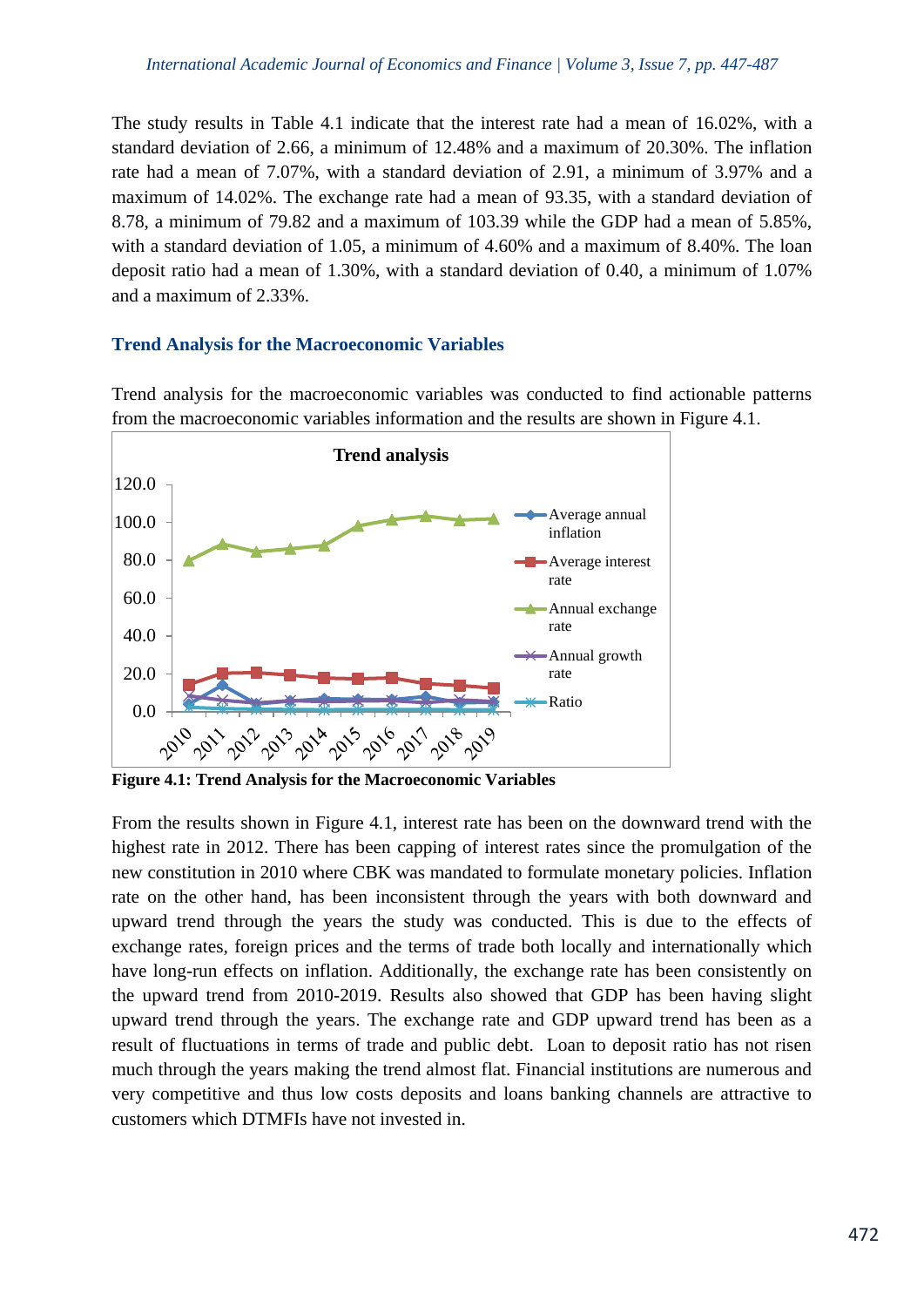The study results in Table 4.1 indicate that the interest rate had a mean of 16.02%, with a standard deviation of 2.66, a minimum of 12.48% and a maximum of 20.30%. The inflation rate had a mean of 7.07%, with a standard deviation of 2.91, a minimum of 3.97% and a maximum of 14.02%. The exchange rate had a mean of 93.35, with a standard deviation of 8.78, a minimum of 79.82 and a maximum of 103.39 while the GDP had a mean of 5.85%, with a standard deviation of 1.05, a minimum of 4.60% and a maximum of 8.40%. The loan deposit ratio had a mean of 1.30%, with a standard deviation of 0.40, a minimum of 1.07% and a maximum of 2.33%.

## Trend Analysis for the Macroeconomic Variables

Trend analysis for the macroeconomic variables was conducted to find actionable patterns from the macroeconomic variables information and the results are shown in Figure 4.1.

**Figure 4.1: Trend Analysis for the Macroeconomic Variables**

From the results shown in Figure 4.1, interest rate has been on the downward trend with the highest rate in 2012. There has been capping of interest rates since the promulgation of the new constitution in 2010 where CBK was mandated to formulate monetary policies. Inflation rate on the other hand, has been inconsistent through the years with both downward and upward trend through the years the study was conducted. This is due to the effects of exchange rates, foreign prices and the terms of trade both locally and internationally which have long-run effects on inflation. Additionally, the exchange rate has been consistently on the upward trend from 2010-2019. Results also showed that GDP has been having slight upward trend through the years. The exchange rate and GDP upward trend has been as a result of fluctuations in terms of trade and public debt. Loan to deposit ratio has not risen much through the years making the trend almost flat. Financial institutions are numerous and very competitive and thus low costs deposits and loans banking channels are attractive to customers which DTMFIs have not invested in.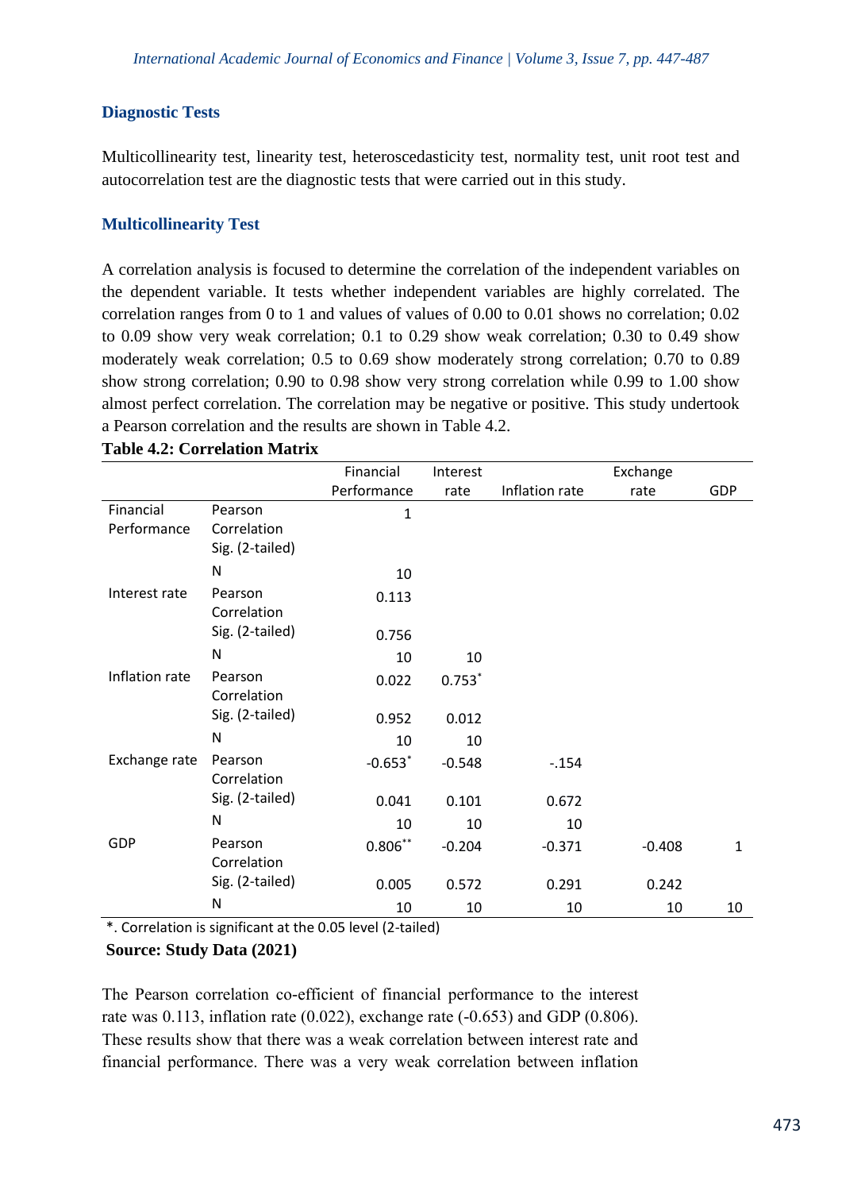## Diagnostic Tests

Multicollinearity test, linearity test, heteroscedasticity test, normality test, unit root test and autocorrelation test are the diagnostic tests that were carried out in this study.

## Multicollinearity Test

A correlation analysis is focused to determine the correlation of the independent variables on the dependent variable. It tests whether independent variables are highly correlated. The correlation ranges from 0 to 1 and values of values of 0.00 to 0.01 shows no correlation; 0.02 to 0.09 show very weak correlation; 0.1 to 0.29 show weak correlation; 0.30 to 0.49 show moderately weak correlation; 0.5 to 0.69 show moderately strong correlation; 0.70 to 0.89 show strong correlation; 0.90 to 0.98 show very strong correlation while 0.99 to 1.00 show almost perfect correlation. The correlation may be negative or positive. This study undertook a Pearson correlation and the results are shown in Table 4.2.

**Table 4.2: Correlation Matrix**

| | | Financial Performance | Interest rate | Inflation rate | Exchange rate | GDP |
|---|---|---|---|---|---|---|
| Financial Performance | Pearson Correlation | 1 | | | | |
| | Sig. (2-tailed) | | | | | |
| | N | 10 | | | | |
| Interest rate | Pearson Correlation | 0.113 | | | | |
| | Sig. (2-tailed) | 0.756 | | | | |
| | N | 10 | 10 | | | |
| Inflation rate | Pearson Correlation | 0.022 | 0.753* | | | |
| | Sig. (2-tailed) | 0.952 | 0.012 | | | |
| | N | 10 | 10 | | | |
| Exchange rate | Pearson Correlation | -0.653* | -0.548 | -.154 | | |
| | Sig. (2-tailed) | 0.041 | 0.101 | 0.672 | | |
| | N | 10 | 10 | 10 | | |
| GDP | Pearson Correlation | 0.806** | -0.204 | -0.371 | -0.408 | 1 |
| | Sig. (2-tailed) | 0.005 | 0.572 | 0.291 | 0.242 | |
| | N | 10 | 10 | 10 | 10 | 10 |

*. Correlation is significant at the 0.05 level (2-tailed)

**Source: Study Data (2021)**

The Pearson correlation co-efficient of financial performance to the interest rate was 0.113, inflation rate (0.022), exchange rate (-0.653) and GDP (0.806). These results show that there was a weak correlation between interest rate and financial performance. There was a very weak correlation between inflation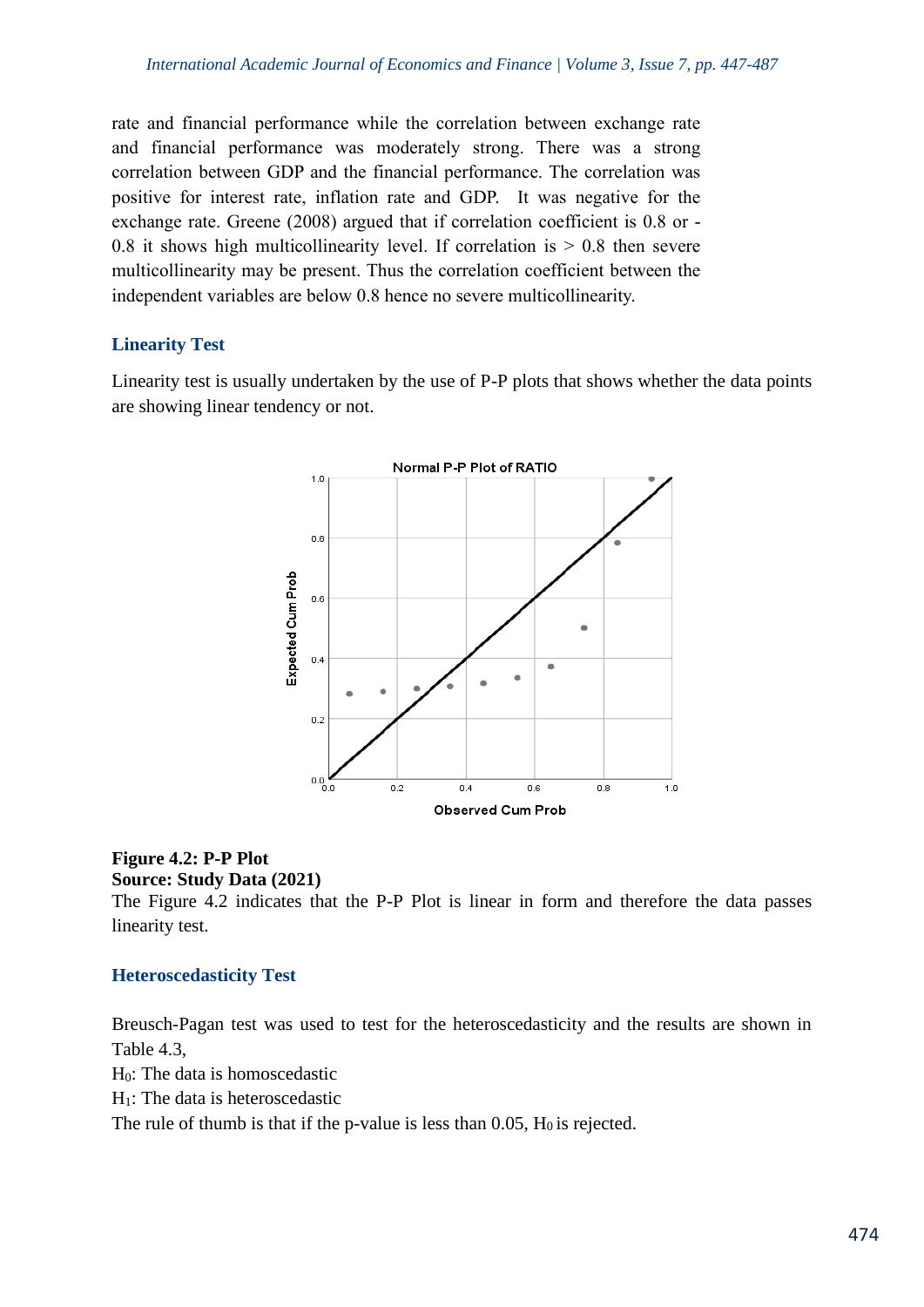rate and financial performance while the correlation between exchange rate and financial performance was moderately strong. There was a strong correlation between GDP and the financial performance. The correlation was positive for interest rate, inflation rate and GDP. It was negative for the exchange rate. Greene (2008) argued that if correlation coefficient is 0.8 or -0.8 it shows high multicollinearity level. If correlation is > 0.8 then severe multicollinearity may be present. Thus the correlation coefficient between the independent variables are below 0.8 hence no severe multicollinearity.

### Linearity Test

Linearity test is usually undertaken by the use of P-P plots that shows whether the data points are showing linear tendency or not.

**Figure 4.2: P-P Plot**
**Source: Study Data (2021)**

The Figure 4.2 indicates that the P-P Plot is linear in form and therefore the data passes linearity test.

### Heteroscedasticity Test

Breusch-Pagan test was used to test for the heteroscedasticity and the results are shown in Table 4.3,

$H_0$: The data is homoscedastic

$H_1$: The data is heteroscedastic

The rule of thumb is that if the p-value is less than 0.05, $H_0$ is rejected.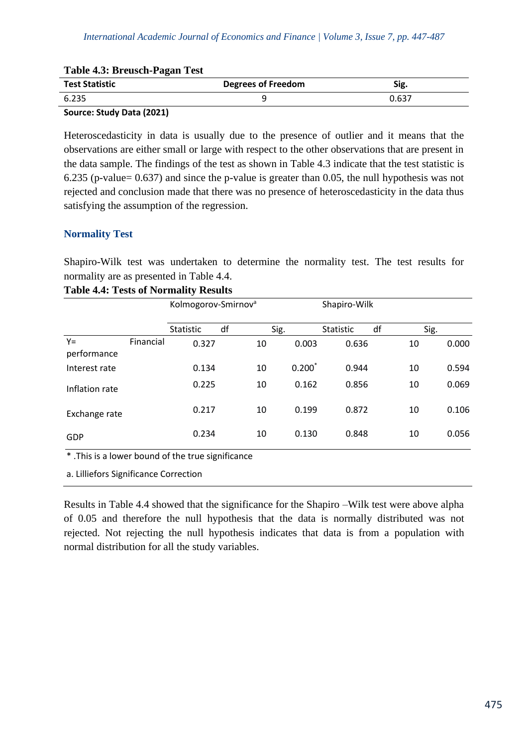**Table 4.3: Breusch-Pagan Test**

| Test Statistic | Degrees of Freedom | Sig. |
|---|---|---|
| 6.235 | 9 | 0.637 |

**Source: Study Data (2021)**

Heteroscedasticity in data is usually due to the presence of outlier and it means that the observations are either small or large with respect to the other observations that are present in the data sample. The findings of the test as shown in Table 4.3 indicate that the test statistic is 6.235 (p-value= 0.637) and since the p-value is greater than 0.05, the null hypothesis was not rejected and conclusion made that there was no presence of heteroscedasticity in the data thus satisfying the assumption of the regression.

## Normality Test

Shapiro-Wilk test was undertaken to determine the normality test. The test results for normality are as presented in Table 4.4.

**Table 4.4: Tests of Normality Results**

| | Kolmogorov-Smirnov[a] | | | Shapiro-Wilk | | |
|---|---|---|---|---|---|---|
| | Statistic | df | Sig. | Statistic | df | Sig. |
| Y= Financial performance | 0.327 | 10 | 0.003 | 0.636 | 10 | 0.000 |
| Interest rate | 0.134 | 10 | 0.200* | 0.944 | 10 | 0.594 |
| Inflation rate | 0.225 | 10 | 0.162 | 0.856 | 10 | 0.069 |
| Exchange rate | 0.217 | 10 | 0.199 | 0.872 | 10 | 0.106 |
| GDP | 0.234 | 10 | 0.130 | 0.848 | 10 | 0.056 |

\* .This is a lower bound of the true significance

a. Lilliefors Significance Correction

Results in Table 4.4 showed that the significance for the Shapiro –Wilk test were above alpha of 0.05 and therefore the null hypothesis that the data is normally distributed was not rejected. Not rejecting the null hypothesis indicates that data is from a population with normal distribution for all the study variables.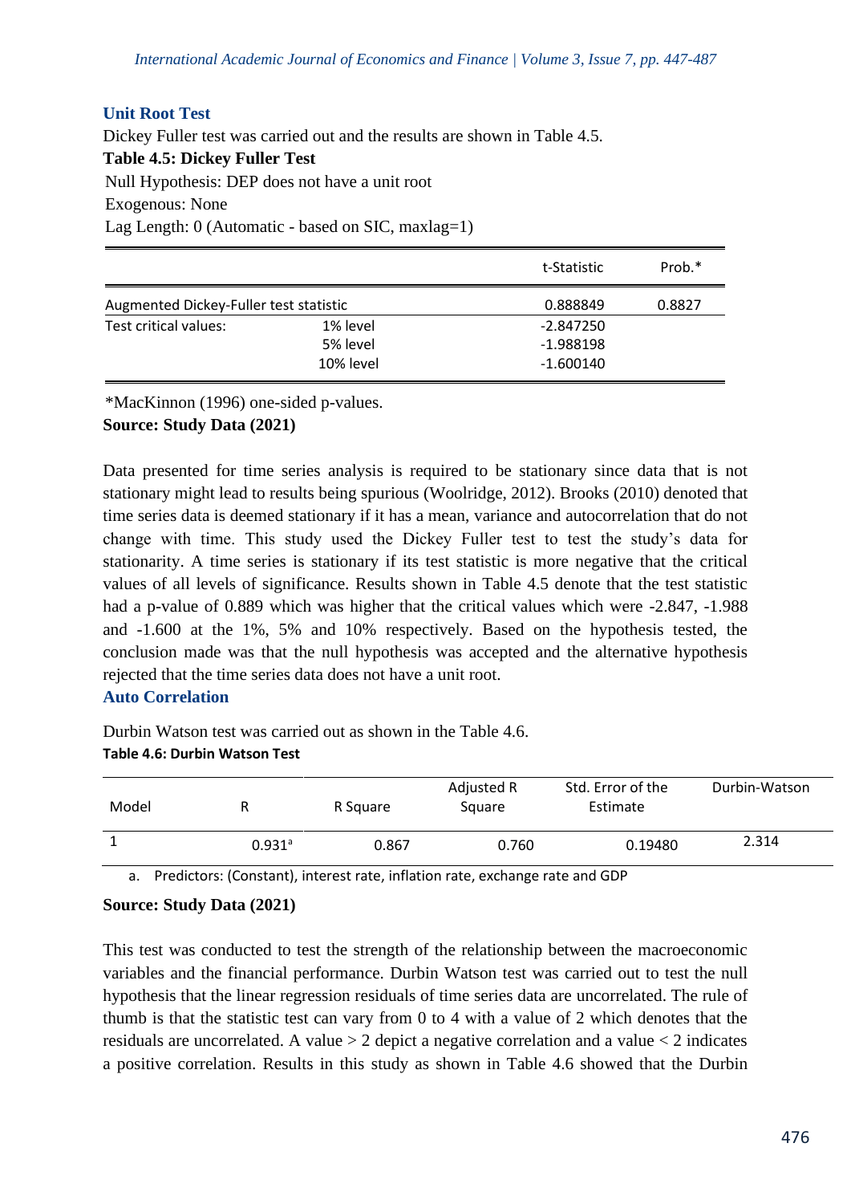### Unit Root Test

Dickey Fuller test was carried out and the results are shown in Table 4.5.

**Table 4.5: Dickey Fuller Test**

Null Hypothesis: DEP does not have a unit root
Exogenous: None
Lag Length: 0 (Automatic - based on SIC, maxlag=1)

| | | t-Statistic | Prob.* |
|---|---|---|---|
| Augmented Dickey-Fuller test statistic | | 0.888849 | 0.8827 |
| Test critical values: | 1% level | -2.847250 | |
| | 5% level | -1.988198 | |
| | 10% level | -1.600140 | |

*MacKinnon (1996) one-sided p-values.

**Source: Study Data (2021)**

Data presented for time series analysis is required to be stationary since data that is not stationary might lead to results being spurious (Woolridge, 2012). Brooks (2010) denoted that time series data is deemed stationary if it has a mean, variance and autocorrelation that do not change with time. This study used the Dickey Fuller test to test the study's data for stationarity. A time series is stationary if its test statistic is more negative that the critical values of all levels of significance. Results shown in Table 4.5 denote that the test statistic had a p-value of 0.889 which was higher that the critical values which were -2.847, -1.988 and -1.600 at the 1%, 5% and 10% respectively. Based on the hypothesis tested, the conclusion made was that the null hypothesis was accepted and the alternative hypothesis rejected that the time series data does not have a unit root.

### Auto Correlation

Durbin Watson test was carried out as shown in the Table 4.6.

**Table 4.6: Durbin Watson Test**

| Model | R | R Square | Adjusted R Square | Std. Error of the Estimate | Durbin-Watson |
|---|---|---|---|---|---|
| 1 | 0.931[a] | 0.867 | 0.760 | 0.19480 | 2.314 |

a. Predictors: (Constant), interest rate, inflation rate, exchange rate and GDP

**Source: Study Data (2021)**

This test was conducted to test the strength of the relationship between the macroeconomic variables and the financial performance. Durbin Watson test was carried out to test the null hypothesis that the linear regression residuals of time series data are uncorrelated. The rule of thumb is that the statistic test can vary from 0 to 4 with a value of 2 which denotes that the residuals are uncorrelated. A value > 2 depict a negative correlation and a value < 2 indicates a positive correlation. Results in this study as shown in Table 4.6 showed that the Durbin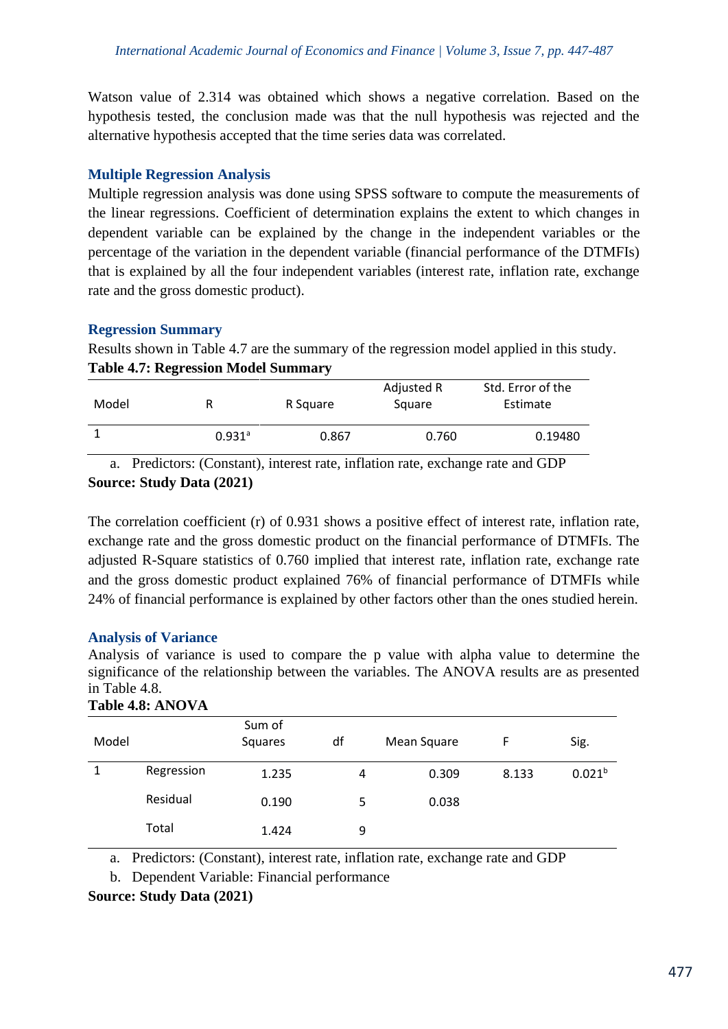Watson value of 2.314 was obtained which shows a negative correlation. Based on the hypothesis tested, the conclusion made was that the null hypothesis was rejected and the alternative hypothesis accepted that the time series data was correlated.

### Multiple Regression Analysis

Multiple regression analysis was done using SPSS software to compute the measurements of the linear regressions. Coefficient of determination explains the extent to which changes in dependent variable can be explained by the change in the independent variables or the percentage of the variation in the dependent variable (financial performance of the DTMFIs) that is explained by all the four independent variables (interest rate, inflation rate, exchange rate and the gross domestic product).

### Regression Summary

Results shown in Table 4.7 are the summary of the regression model applied in this study.

**Table 4.7: Regression Model Summary**

| Model | R | R Square | Adjusted R Square | Std. Error of the Estimate |
|---|---|---|---|---|
| 1 | 0.931[a] | 0.867 | 0.760 | 0.19480 |

a. Predictors: (Constant), interest rate, inflation rate, exchange rate and GDP

**Source: Study Data (2021)**

The correlation coefficient (r) of 0.931 shows a positive effect of interest rate, inflation rate, exchange rate and the gross domestic product on the financial performance of DTMFIs. The adjusted R-Square statistics of 0.760 implied that interest rate, inflation rate, exchange rate and the gross domestic product explained 76% of financial performance of DTMFIs while 24% of financial performance is explained by other factors other than the ones studied herein.

### Analysis of Variance

Analysis of variance is used to compare the p value with alpha value to determine the significance of the relationship between the variables. The ANOVA results are as presented in Table 4.8.

**Table 4.8: ANOVA**

| Model | | Sum of Squares | df | Mean Square | F | Sig. |
|---|---|---|---|---|---|---|
| 1 | Regression | 1.235 | 4 | 0.309 | 8.133 | 0.021[b] |
| | Residual | 0.190 | 5 | 0.038 | | |
| | Total | 1.424 | 9 | | | |

a. Predictors: (Constant), interest rate, inflation rate, exchange rate and GDP

b. Dependent Variable: Financial performance

**Source: Study Data (2021)**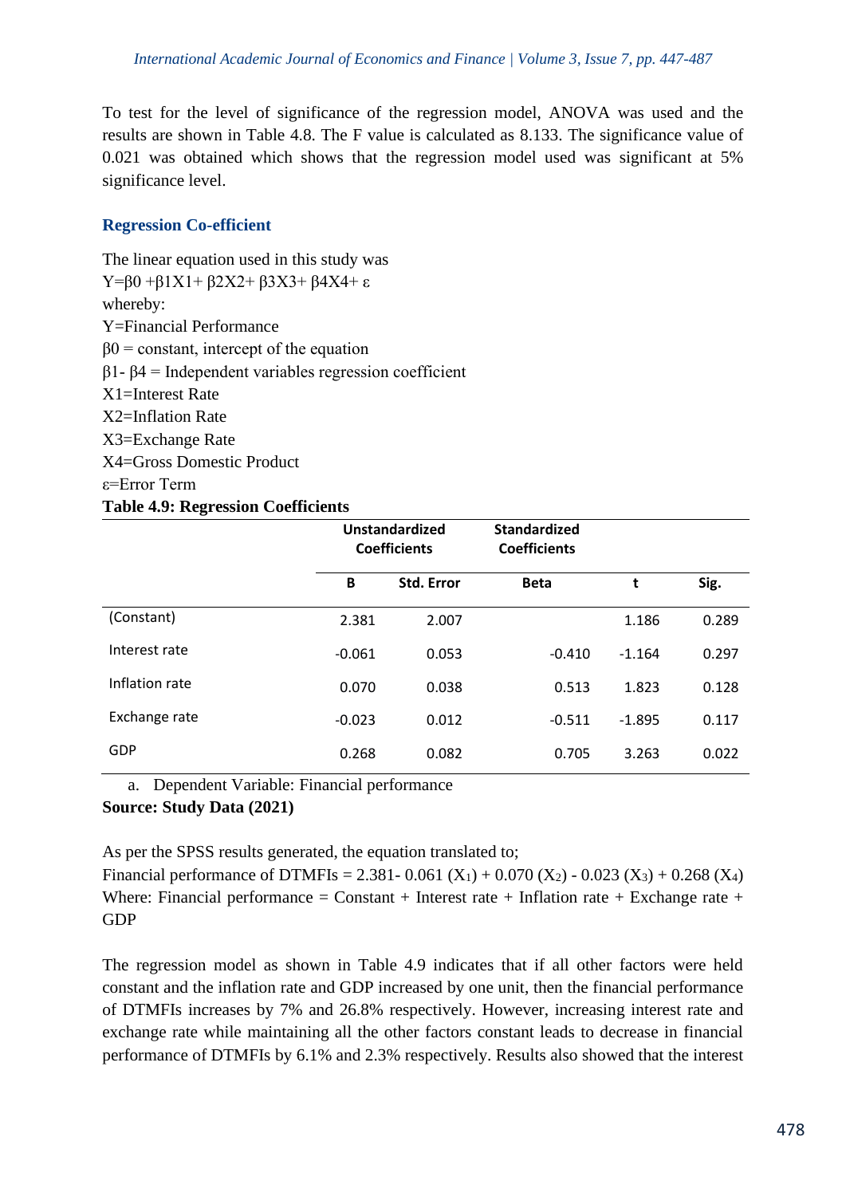To test for the level of significance of the regression model, ANOVA was used and the results are shown in Table 4.8. The F value is calculated as 8.133. The significance value of 0.021 was obtained which shows that the regression model used was significant at 5% significance level.

## Regression Co-efficient

The linear equation used in this study was

$Y=\beta_0 +\beta_1X_1+ \beta_2X_2+ \beta_3X_3+ \beta_4X_4+ \varepsilon$

whereby:

Y=Financial Performance

$\beta_0$ = constant, intercept of the equation

$\beta_1$- $\beta_4$ = Independent variables regression coefficient

$X_1$=Interest Rate

$X_2$=Inflation Rate

$X_3$=Exchange Rate

$X_4$=Gross Domestic Product

$\varepsilon$=Error Term

**Table 4.9: Regression Coefficients**

| | Unstandardized Coefficients | | Standardized Coefficients | | |
|---|---|---|---|---|---|
| | B | Std. Error | Beta | t | Sig. |
| (Constant) | 2.381 | 2.007 | | 1.186 | 0.289 |
| Interest rate | -0.061 | 0.053 | -0.410 | -1.164 | 0.297 |
| Inflation rate | 0.070 | 0.038 | 0.513 | 1.823 | 0.128 |
| Exchange rate | -0.023 | 0.012 | -0.511 | -1.895 | 0.117 |
| GDP | 0.268 | 0.082 | 0.705 | 3.263 | 0.022 |

a. Dependent Variable: Financial performance

**Source: Study Data (2021)**

As per the SPSS results generated, the equation translated to;

Financial performance of DTMFIs = 2.381- 0.061 ($X_1$) + 0.070 ($X_2$) - 0.023 ($X_3$) + 0.268 ($X_4$)

Where: Financial performance = Constant + Interest rate + Inflation rate + Exchange rate + GDP

The regression model as shown in Table 4.9 indicates that if all other factors were held constant and the inflation rate and GDP increased by one unit, then the financial performance of DTMFIs increases by 7% and 26.8% respectively. However, increasing interest rate and exchange rate while maintaining all the other factors constant leads to decrease in financial performance of DTMFIs by 6.1% and 2.3% respectively. Results also showed that the interest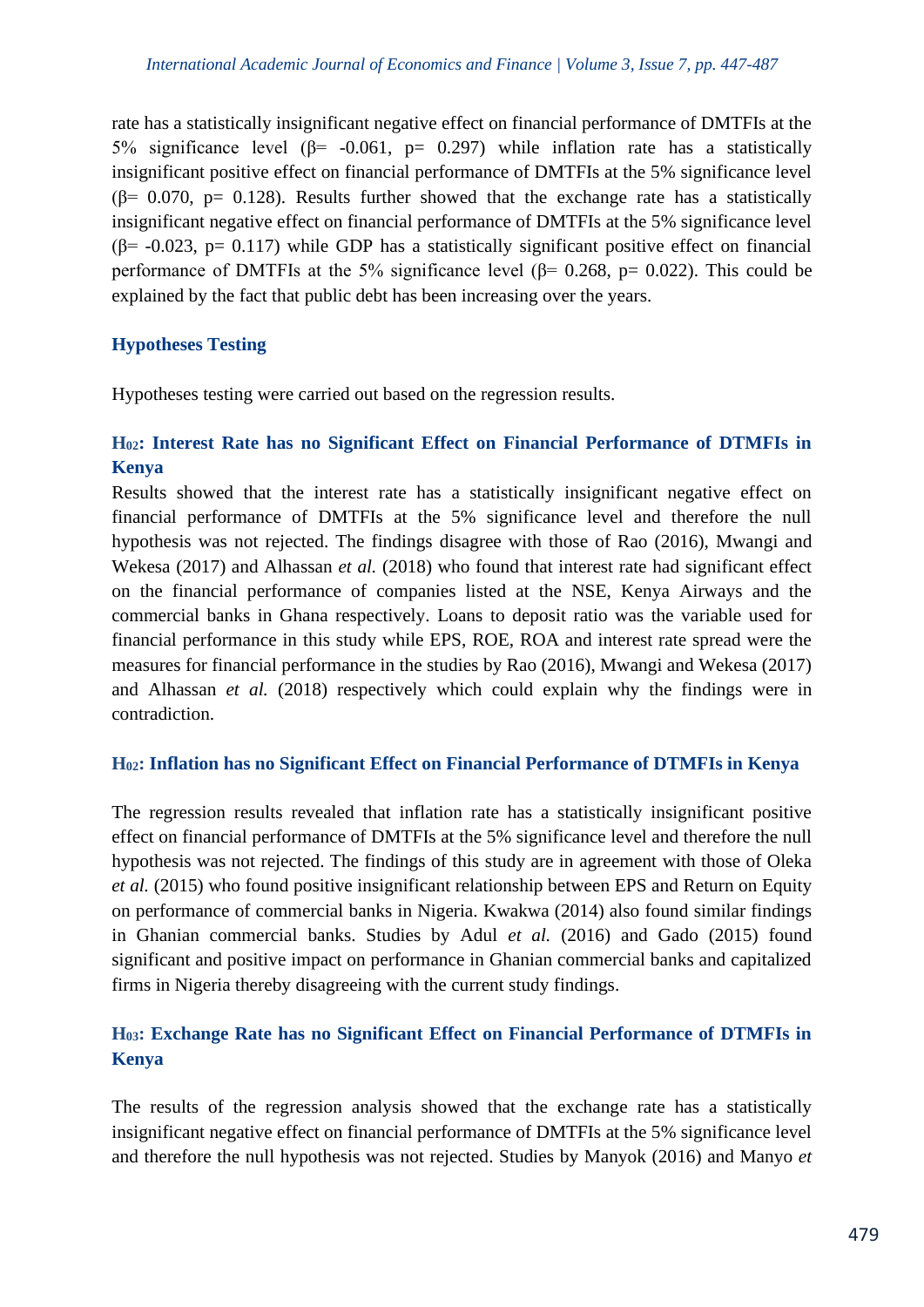rate has a statistically insignificant negative effect on financial performance of DMTFIs at the 5% significance level (β= -0.061, p= 0.297) while inflation rate has a statistically insignificant positive effect on financial performance of DMTFIs at the 5% significance level (β= 0.070, p= 0.128). Results further showed that the exchange rate has a statistically insignificant negative effect on financial performance of DMTFIs at the 5% significance level (β= -0.023, p= 0.117) while GDP has a statistically significant positive effect on financial performance of DMTFIs at the 5% significance level (β= 0.268, p= 0.022). This could be explained by the fact that public debt has been increasing over the years.

## Hypotheses Testing

Hypotheses testing were carried out based on the regression results.

### $H_{02}$: Interest Rate has no Significant Effect on Financial Performance of DTMFIs in Kenya

Results showed that the interest rate has a statistically insignificant negative effect on financial performance of DMTFIs at the 5% significance level and therefore the null hypothesis was not rejected. The findings disagree with those of Rao (2016), Mwangi and Wekesa (2017) and Alhassan *et al.* (2018) who found that interest rate had significant effect on the financial performance of companies listed at the NSE, Kenya Airways and the commercial banks in Ghana respectively. Loans to deposit ratio was the variable used for financial performance in this study while EPS, ROE, ROA and interest rate spread were the measures for financial performance in the studies by Rao (2016), Mwangi and Wekesa (2017) and Alhassan *et al.* (2018) respectively which could explain why the findings were in contradiction.

### $H_{02}$: Inflation has no Significant Effect on Financial Performance of DTMFIs in Kenya

The regression results revealed that inflation rate has a statistically insignificant positive effect on financial performance of DMTFIs at the 5% significance level and therefore the null hypothesis was not rejected. The findings of this study are in agreement with those of Oleka *et al.* (2015) who found positive insignificant relationship between EPS and Return on Equity on performance of commercial banks in Nigeria. Kwakwa (2014) also found similar findings in Ghanian commercial banks. Studies by Adul *et al.* (2016) and Gado (2015) found significant and positive impact on performance in Ghanian commercial banks and capitalized firms in Nigeria thereby disagreeing with the current study findings.

### $H_{03}$: Exchange Rate has no Significant Effect on Financial Performance of DTMFIs in Kenya

The results of the regression analysis showed that the exchange rate has a statistically insignificant negative effect on financial performance of DMTFIs at the 5% significance level and therefore the null hypothesis was not rejected. Studies by Manyok (2016) and Manyo *et*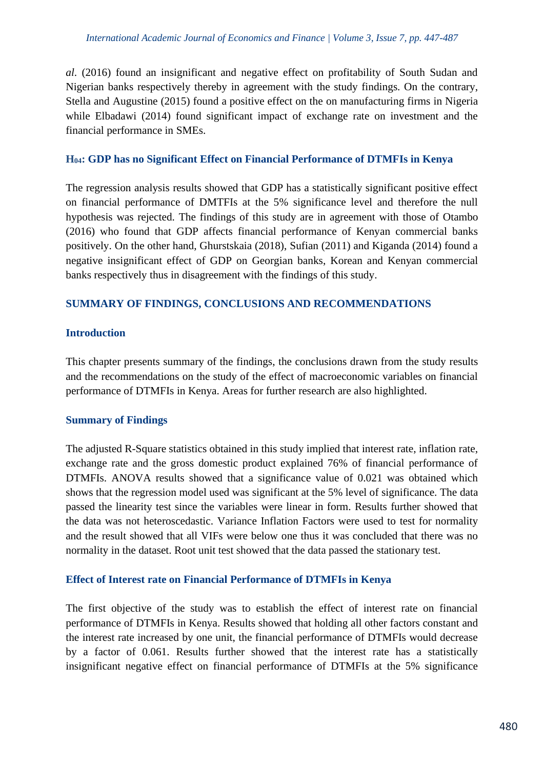*al.* (2016) found an insignificant and negative effect on profitability of South Sudan and Nigerian banks respectively thereby in agreement with the study findings. On the contrary, Stella and Augustine (2015) found a positive effect on the on manufacturing firms in Nigeria while Elbadawi (2014) found significant impact of exchange rate on investment and the financial performance in SMEs.

### $H_{04}$: GDP has no Significant Effect on Financial Performance of DTMFIs in Kenya

The regression analysis results showed that GDP has a statistically significant positive effect on financial performance of DMTFIs at the 5% significance level and therefore the null hypothesis was rejected. The findings of this study are in agreement with those of Otambo (2016) who found that GDP affects financial performance of Kenyan commercial banks positively. On the other hand, Ghurstskaia (2018), Sufian (2011) and Kiganda (2014) found a negative insignificant effect of GDP on Georgian banks, Korean and Kenyan commercial banks respectively thus in disagreement with the findings of this study.

## SUMMARY OF FINDINGS, CONCLUSIONS AND RECOMMENDATIONS

### Introduction

This chapter presents summary of the findings, the conclusions drawn from the study results and the recommendations on the study of the effect of macroeconomic variables on financial performance of DTMFIs in Kenya. Areas for further research are also highlighted.

### Summary of Findings

The adjusted R-Square statistics obtained in this study implied that interest rate, inflation rate, exchange rate and the gross domestic product explained 76% of financial performance of DTMFIs. ANOVA results showed that a significance value of 0.021 was obtained which shows that the regression model used was significant at the 5% level of significance. The data passed the linearity test since the variables were linear in form. Results further showed that the data was not heteroscedastic. Variance Inflation Factors were used to test for normality and the result showed that all VIFs were below one thus it was concluded that there was no normality in the dataset. Root unit test showed that the data passed the stationary test.

### Effect of Interest rate on Financial Performance of DTMFIs in Kenya

The first objective of the study was to establish the effect of interest rate on financial performance of DTMFIs in Kenya. Results showed that holding all other factors constant and the interest rate increased by one unit, the financial performance of DTMFIs would decrease by a factor of 0.061. Results further showed that the interest rate has a statistically insignificant negative effect on financial performance of DTMFIs at the 5% significance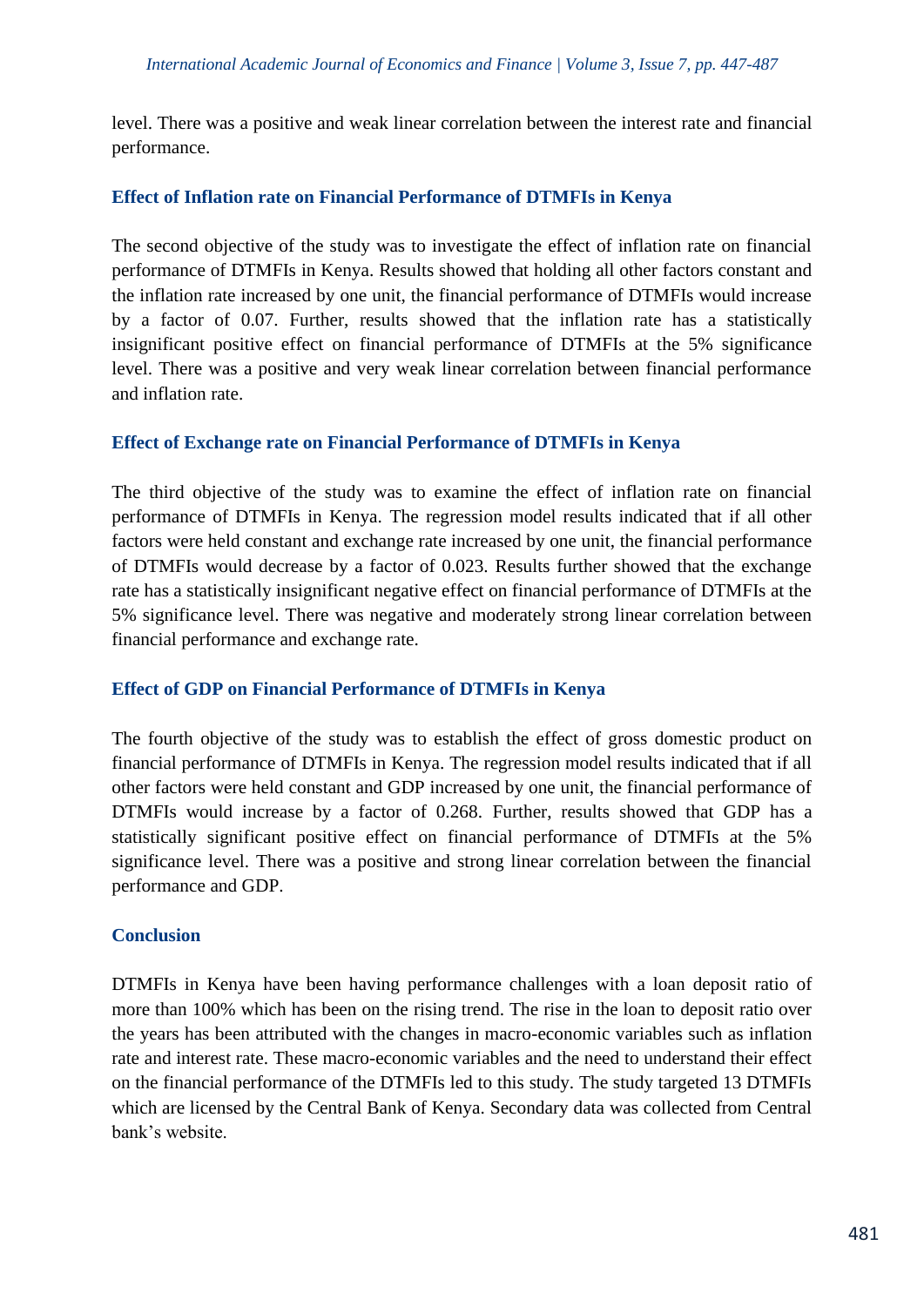level. There was a positive and weak linear correlation between the interest rate and financial performance.

### Effect of Inflation rate on Financial Performance of DTMFIs in Kenya

The second objective of the study was to investigate the effect of inflation rate on financial performance of DTMFIs in Kenya. Results showed that holding all other factors constant and the inflation rate increased by one unit, the financial performance of DTMFIs would increase by a factor of 0.07. Further, results showed that the inflation rate has a statistically insignificant positive effect on financial performance of DTMFIs at the 5% significance level. There was a positive and very weak linear correlation between financial performance and inflation rate.

### Effect of Exchange rate on Financial Performance of DTMFIs in Kenya

The third objective of the study was to examine the effect of inflation rate on financial performance of DTMFIs in Kenya. The regression model results indicated that if all other factors were held constant and exchange rate increased by one unit, the financial performance of DTMFIs would decrease by a factor of 0.023. Results further showed that the exchange rate has a statistically insignificant negative effect on financial performance of DTMFIs at the 5% significance level. There was negative and moderately strong linear correlation between financial performance and exchange rate.

### Effect of GDP on Financial Performance of DTMFIs in Kenya

The fourth objective of the study was to establish the effect of gross domestic product on financial performance of DTMFIs in Kenya. The regression model results indicated that if all other factors were held constant and GDP increased by one unit, the financial performance of DTMFIs would increase by a factor of 0.268. Further, results showed that GDP has a statistically significant positive effect on financial performance of DTMFIs at the 5% significance level. There was a positive and strong linear correlation between the financial performance and GDP.

### Conclusion

DTMFIs in Kenya have been having performance challenges with a loan deposit ratio of more than 100% which has been on the rising trend. The rise in the loan to deposit ratio over the years has been attributed with the changes in macro-economic variables such as inflation rate and interest rate. These macro-economic variables and the need to understand their effect on the financial performance of the DTMFIs led to this study. The study targeted 13 DTMFIs which are licensed by the Central Bank of Kenya. Secondary data was collected from Central bank's website.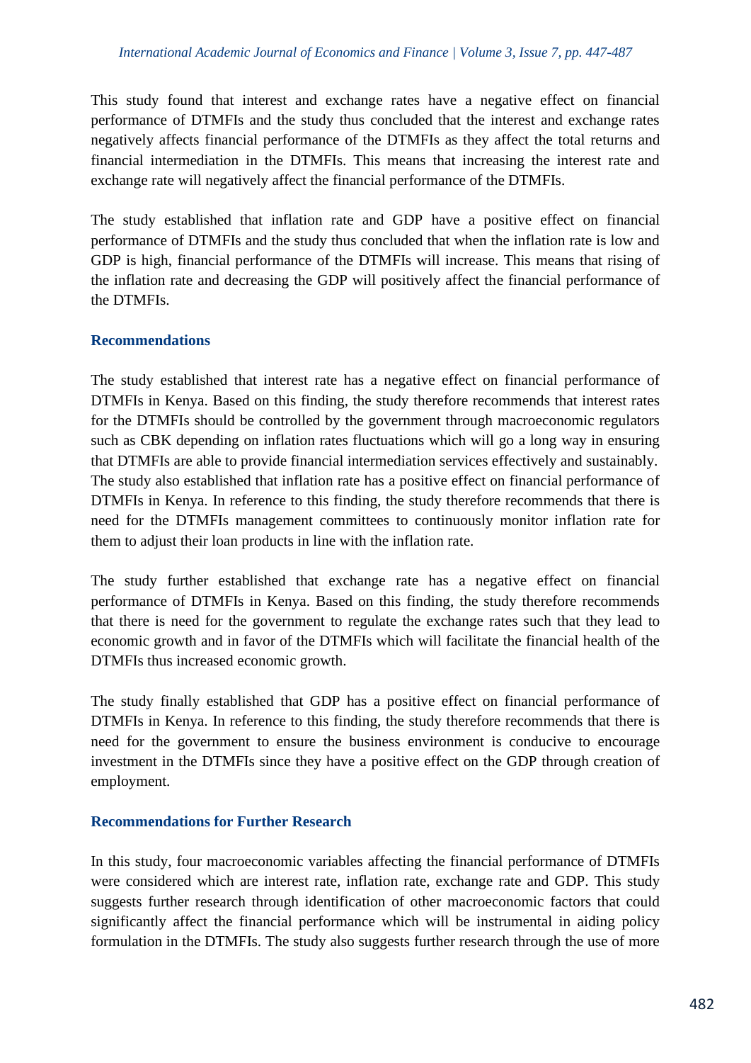This study found that interest and exchange rates have a negative effect on financial performance of DTMFIs and the study thus concluded that the interest and exchange rates negatively affects financial performance of the DTMFIs as they affect the total returns and financial intermediation in the DTMFIs. This means that increasing the interest rate and exchange rate will negatively affect the financial performance of the DTMFIs.

The study established that inflation rate and GDP have a positive effect on financial performance of DTMFIs and the study thus concluded that when the inflation rate is low and GDP is high, financial performance of the DTMFIs will increase. This means that rising of the inflation rate and decreasing the GDP will positively affect the financial performance of the DTMFIs.

## Recommendations

The study established that interest rate has a negative effect on financial performance of DTMFIs in Kenya. Based on this finding, the study therefore recommends that interest rates for the DTMFIs should be controlled by the government through macroeconomic regulators such as CBK depending on inflation rates fluctuations which will go a long way in ensuring that DTMFIs are able to provide financial intermediation services effectively and sustainably. The study also established that inflation rate has a positive effect on financial performance of DTMFIs in Kenya. In reference to this finding, the study therefore recommends that there is need for the DTMFIs management committees to continuously monitor inflation rate for them to adjust their loan products in line with the inflation rate.

The study further established that exchange rate has a negative effect on financial performance of DTMFIs in Kenya. Based on this finding, the study therefore recommends that there is need for the government to regulate the exchange rates such that they lead to economic growth and in favor of the DTMFIs which will facilitate the financial health of the DTMFIs thus increased economic growth.

The study finally established that GDP has a positive effect on financial performance of DTMFIs in Kenya. In reference to this finding, the study therefore recommends that there is need for the government to ensure the business environment is conducive to encourage investment in the DTMFIs since they have a positive effect on the GDP through creation of employment.

## Recommendations for Further Research

In this study, four macroeconomic variables affecting the financial performance of DTMFIs were considered which are interest rate, inflation rate, exchange rate and GDP. This study suggests further research through identification of other macroeconomic factors that could significantly affect the financial performance which will be instrumental in aiding policy formulation in the DTMFIs. The study also suggests further research through the use of more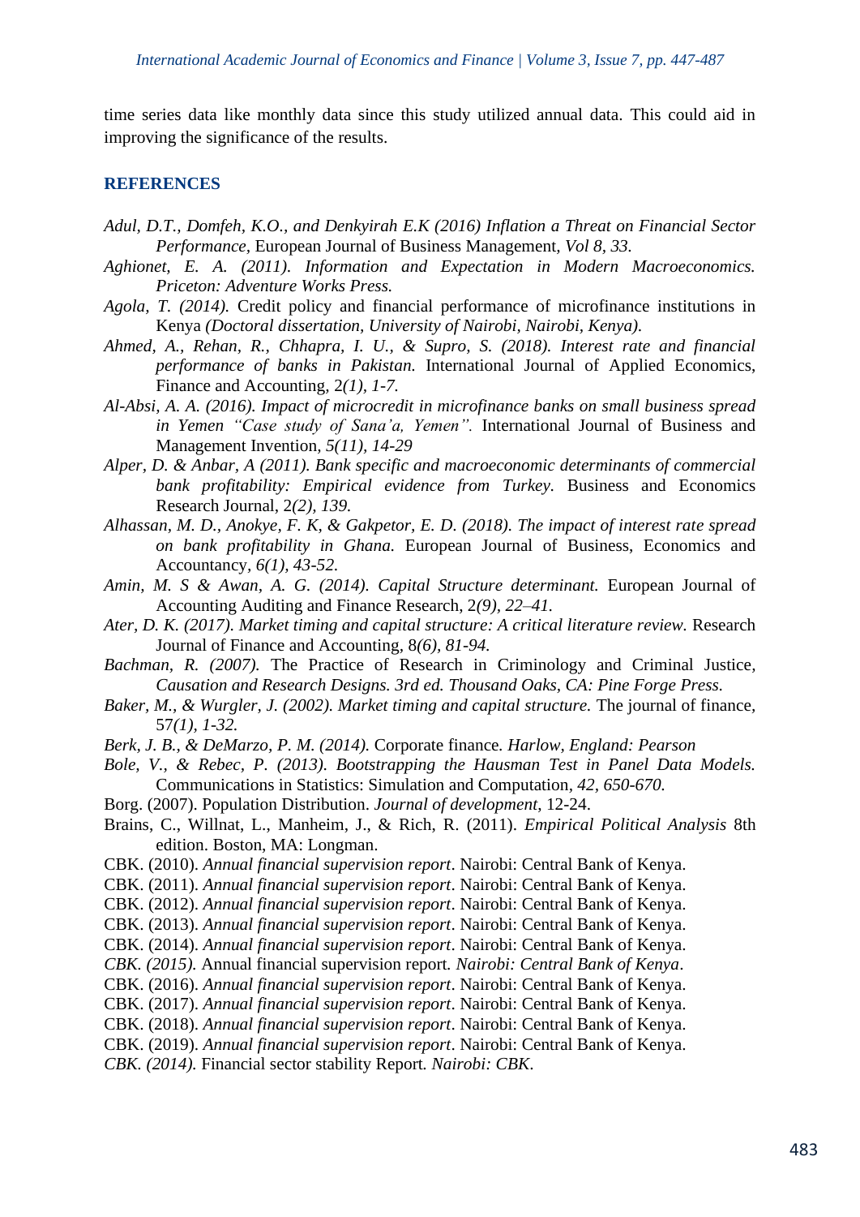time series data like monthly data since this study utilized annual data. This could aid in improving the significance of the results.

## REFERENCES

*Adul, D.T., Domfeh, K.O., and Denkyirah E.K (2016) Inflation a Threat on Financial Sector Performance,* European Journal of Business Management, *Vol 8, 33.*

*Aghionet, E. A. (2011). Information and Expectation in Modern Macroeconomics. Priceton: Adventure Works Press.*

*Agola, T. (2014).* Credit policy and financial performance of microfinance institutions in Kenya *(Doctoral dissertation, University of Nairobi, Nairobi, Kenya).*

*Ahmed, A., Rehan, R., Chhapra, I. U., & Supro, S. (2018). Interest rate and financial performance of banks in Pakistan.* International Journal of Applied Economics, Finance and Accounting, 2*(1), 1-7.*

*Al-Absi, A. A. (2016). Impact of microcredit in microfinance banks on small business spread in Yemen "Case study of Sana'a, Yemen".* International Journal of Business and Management Invention, *5(11), 14-29*

*Alper, D. & Anbar, A (2011). Bank specific and macroeconomic determinants of commercial bank profitability: Empirical evidence from Turkey.* Business and Economics Research Journal, 2*(2), 139.*

*Alhassan, M. D., Anokye, F. K, & Gakpetor, E. D. (2018). The impact of interest rate spread on bank profitability in Ghana.* European Journal of Business, Economics and Accountancy, *6(1), 43-52.*

*Amin, M. S & Awan, A. G. (2014). Capital Structure determinant.* European Journal of Accounting Auditing and Finance Research, 2*(9), 22–41.*

*Ater, D. K. (2017). Market timing and capital structure: A critical literature review.* Research Journal of Finance and Accounting, 8*(6), 81-94.*

*Bachman, R. (2007).* The Practice of Research in Criminology and Criminal Justice, *Causation and Research Designs. 3rd ed. Thousand Oaks, CA: Pine Forge Press.*

*Baker, M., & Wurgler, J. (2002). Market timing and capital structure.* The journal of finance, 57*(1), 1-32.*

*Berk, J. B., & DeMarzo, P. M. (2014).* Corporate finance. *Harlow, England: Pearson*

*Bole, V., & Rebec, P. (2013). Bootstrapping the Hausman Test in Panel Data Models.* Communications in Statistics: Simulation and Computation, *42, 650-670.*

Borg. (2007). Population Distribution. *Journal of development*, 12-24.

Brains, C., Willnat, L., Manheim, J., & Rich, R. (2011). *Empirical Political Analysis* 8th edition. Boston, MA: Longman.

CBK. (2010). *Annual financial supervision report*. Nairobi: Central Bank of Kenya.

CBK. (2011). *Annual financial supervision report*. Nairobi: Central Bank of Kenya.

CBK. (2012). *Annual financial supervision report*. Nairobi: Central Bank of Kenya.

CBK. (2013). *Annual financial supervision report*. Nairobi: Central Bank of Kenya.

CBK. (2014). *Annual financial supervision report*. Nairobi: Central Bank of Kenya.

*CBK. (2015).* Annual financial supervision report*. Nairobi: Central Bank of Kenya*.

CBK. (2016). *Annual financial supervision report*. Nairobi: Central Bank of Kenya.

CBK. (2017). *Annual financial supervision report*. Nairobi: Central Bank of Kenya.

CBK. (2018). *Annual financial supervision report*. Nairobi: Central Bank of Kenya.

CBK. (2019). *Annual financial supervision report*. Nairobi: Central Bank of Kenya.

*CBK. (2014).* Financial sector stability Report*. Nairobi: CBK*.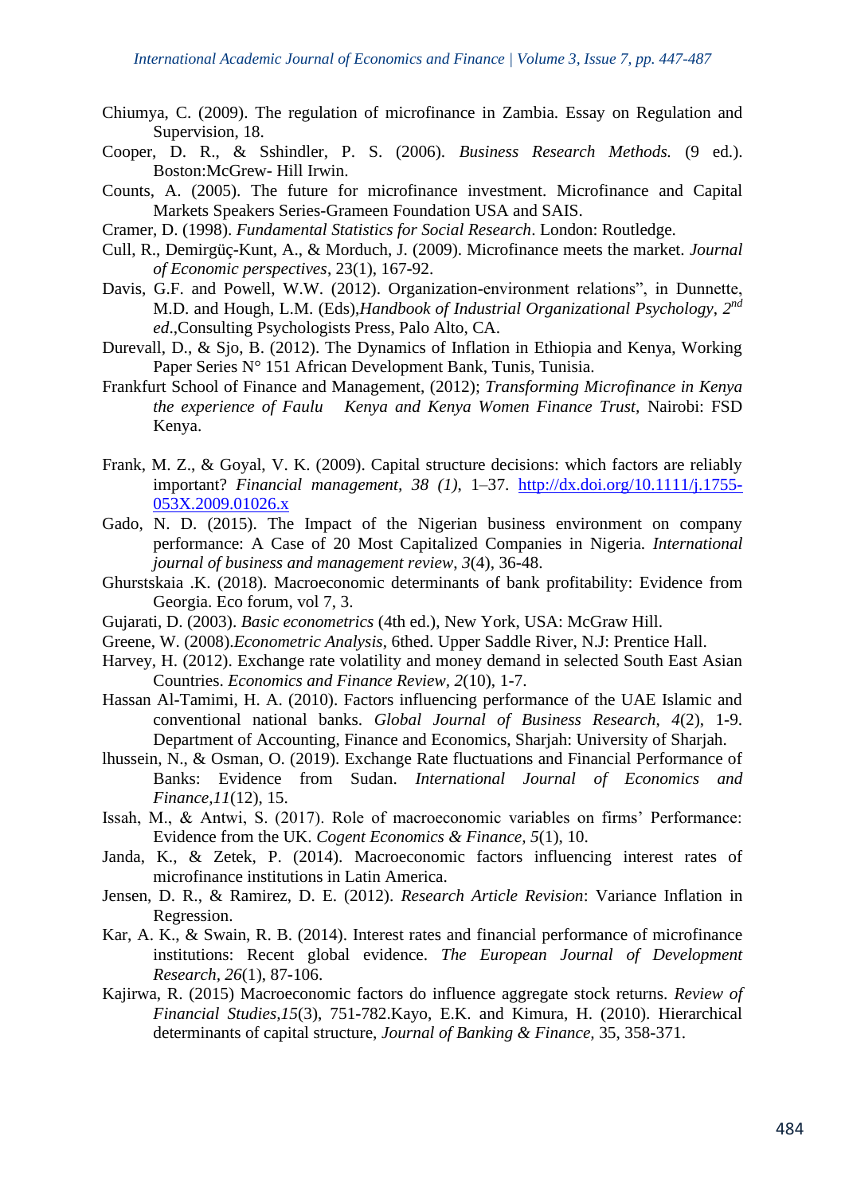Chiumya, C. (2009). The regulation of microfinance in Zambia. Essay on Regulation and Supervision, 18.

Cooper, D. R., & Sshindler, P. S. (2006). *Business Research Methods.* (9 ed.). Boston:McGrew- Hill Irwin.

Counts, A. (2005). The future for microfinance investment. Microfinance and Capital Markets Speakers Series-Grameen Foundation USA and SAIS.

Cramer, D. (1998). *Fundamental Statistics for Social Research*. London: Routledge.

Cull, R., Demirgüç-Kunt, A., & Morduch, J. (2009). Microfinance meets the market. *Journal of Economic perspectives*, 23(1), 167-92.

Davis, G.F. and Powell, W.W. (2012). Organization-environment relations", in Dunnette, M.D. and Hough, L.M. (Eds),*Handbook of Industrial Organizational Psychology*, *2nd ed*.,Consulting Psychologists Press, Palo Alto, CA.

Durevall, D., & Sjo, B. (2012). The Dynamics of Inflation in Ethiopia and Kenya, Working Paper Series N° 151 African Development Bank, Tunis, Tunisia.

Frankfurt School of Finance and Management, (2012); *Transforming Microfinance in Kenya the experience of Faulu Kenya and Kenya Women Finance Trust,* Nairobi: FSD Kenya.

Frank, M. Z., & Goyal, V. K. (2009). Capital structure decisions: which factors are reliably important? *Financial management*, *38 (1),* 1–37. http://dx.doi.org/10.1111/j.1755-053X.2009.01026.x

Gado, N. D. (2015). The Impact of the Nigerian business environment on company performance: A Case of 20 Most Capitalized Companies in Nigeria. *International journal of business and management review*, *3*(4), 36-48.

Ghurstskaia .K. (2018). Macroeconomic determinants of bank profitability: Evidence from Georgia. Eco forum, vol 7, 3.

Gujarati, D. (2003). *Basic econometrics* (4th ed.), New York, USA: McGraw Hill.

Greene, W. (2008).*Econometric Analysis*, 6thed. Upper Saddle River, N.J: Prentice Hall.

Harvey, H. (2012). Exchange rate volatility and money demand in selected South East Asian Countries. *Economics and Finance Review*, *2*(10), 1-7.

Hassan Al-Tamimi, H. A. (2010). Factors influencing performance of the UAE Islamic and conventional national banks. *Global Journal of Business Research*, *4*(2), 1-9. Department of Accounting, Finance and Economics, Sharjah: University of Sharjah.

lhussein, N., & Osman, O. (2019). Exchange Rate fluctuations and Financial Performance of Banks: Evidence from Sudan. *International Journal of Economics and Finance*,*11*(12), 15.

Issah, M., & Antwi, S. (2017). Role of macroeconomic variables on firms' Performance: Evidence from the UK. *Cogent Economics & Finance*, *5*(1), 10.

Janda, K., & Zetek, P. (2014). Macroeconomic factors influencing interest rates of microfinance institutions in Latin America.

Jensen, D. R., & Ramirez, D. E. (2012). *Research Article Revision*: Variance Inflation in Regression.

Kar, A. K., & Swain, R. B. (2014). Interest rates and financial performance of microfinance institutions: Recent global evidence. *The European Journal of Development Research*, *26*(1), 87-106.

Kajirwa, R. (2015) Macroeconomic factors do influence aggregate stock returns. *Review of Financial Studies,15*(3), 751-782.Kayo, E.K. and Kimura, H. (2010). Hierarchical determinants of capital structure, *Journal of Banking & Finance,* 35, 358-371.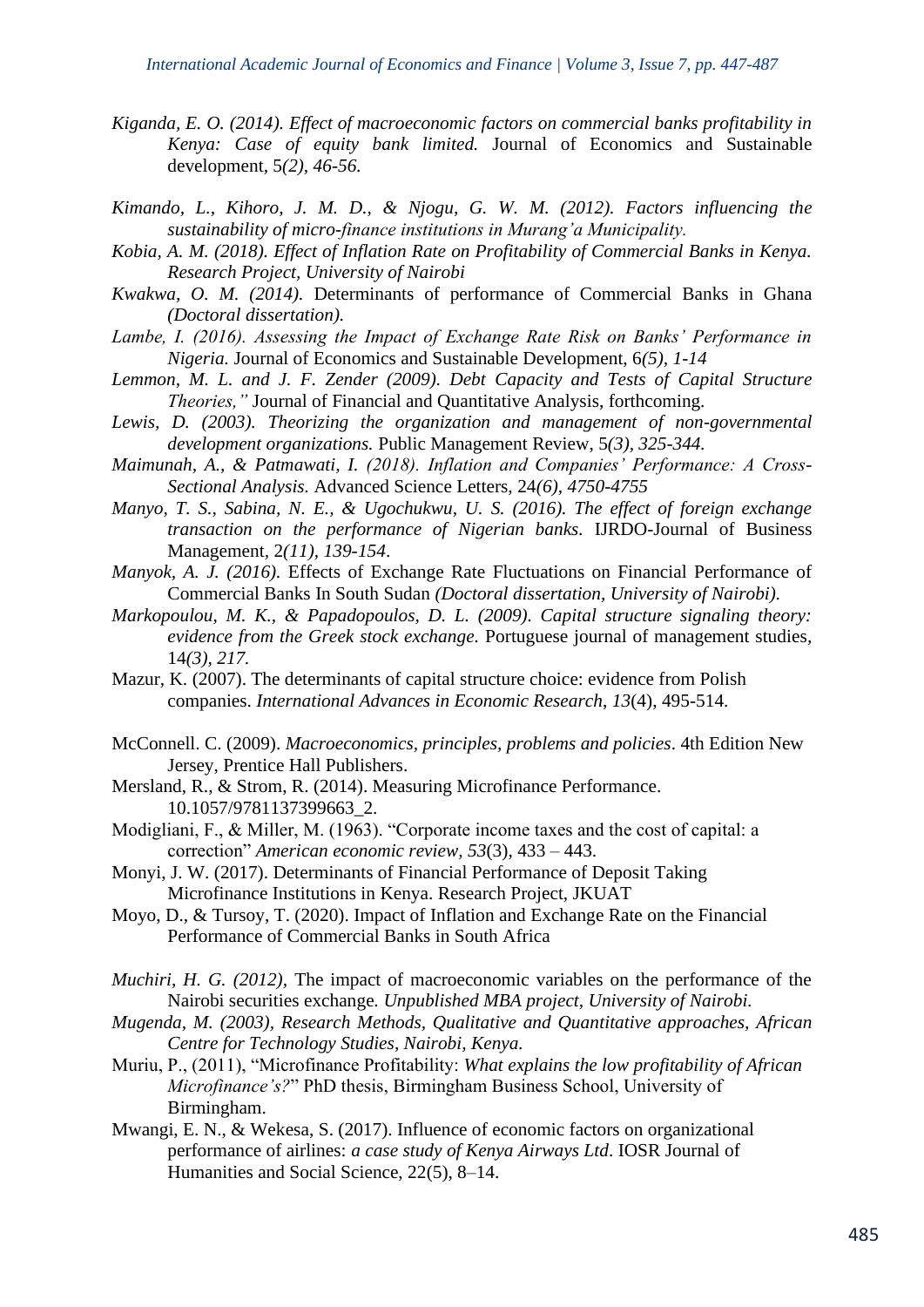*Kiganda, E. O. (2014). Effect of macroeconomic factors on commercial banks profitability in Kenya: Case of equity bank limited.* Journal of Economics and Sustainable development, 5*(2), 46-56.*

*Kimando, L., Kihoro, J. M. D., & Njogu, G. W. M. (2012). Factors influencing the sustainability of micro-finance institutions in Murang'a Municipality.*

*Kobia, A. M. (2018). Effect of Inflation Rate on Profitability of Commercial Banks in Kenya. Research Project, University of Nairobi*

*Kwakwa, O. M. (2014).* Determinants of performance of Commercial Banks in Ghana *(Doctoral dissertation).*

*Lambe, I. (2016). Assessing the Impact of Exchange Rate Risk on Banks' Performance in Nigeria.* Journal of Economics and Sustainable Development, 6*(5), 1-14*

*Lemmon, M. L. and J. F. Zender (2009). Debt Capacity and Tests of Capital Structure Theories,"* Journal of Financial and Quantitative Analysis, forthcoming.

*Lewis, D. (2003). Theorizing the organization and management of non-governmental development organizations.* Public Management Review, 5*(3), 325-344.*

*Maimunah, A., & Patmawati, I. (2018). Inflation and Companies' Performance: A Cross-Sectional Analysis.* Advanced Science Letters, 24*(6), 4750-4755*

*Manyo, T. S., Sabina, N. E., & Ugochukwu, U. S. (2016). The effect of foreign exchange transaction on the performance of Nigerian banks.* IJRDO-Journal of Business Management, 2*(11), 139-154*.

*Manyok, A. J. (2016).* Effects of Exchange Rate Fluctuations on Financial Performance of Commercial Banks In South Sudan *(Doctoral dissertation, University of Nairobi).*

*Markopoulou, M. K., & Papadopoulos, D. L. (2009). Capital structure signaling theory: evidence from the Greek stock exchange.* Portuguese journal of management studies, 14*(3), 217.*

Mazur, K. (2007). The determinants of capital structure choice: evidence from Polish companies. *International Advances in Economic Research*, *13*(4), 495-514.

McConnell. C. (2009). *Macroeconomics, principles, problems and policies*. 4th Edition New Jersey, Prentice Hall Publishers.

Mersland, R., & Strom, R. (2014). Measuring Microfinance Performance. 10.1057/9781137399663_2.

Modigliani, F., & Miller, M. (1963). "Corporate income taxes and the cost of capital: a correction" *American economic review, 53*(3), 433 – 443.

Monyi, J. W. (2017). Determinants of Financial Performance of Deposit Taking Microfinance Institutions in Kenya. Research Project, JKUAT

Moyo, D., & Tursoy, T. (2020). Impact of Inflation and Exchange Rate on the Financial Performance of Commercial Banks in South Africa

*Muchiri, H. G. (2012)*, The impact of macroeconomic variables on the performance of the Nairobi securities exchange. *Unpublished MBA project, University of Nairobi.*

*Mugenda, M. (2003), Research Methods, Qualitative and Quantitative approaches, African Centre for Technology Studies, Nairobi, Kenya.*

Muriu, P., (2011), "Microfinance Profitability: *What explains the low profitability of African Microfinance's?*" PhD thesis, Birmingham Business School, University of Birmingham.

Mwangi, E. N., & Wekesa, S. (2017). Influence of economic factors on organizational performance of airlines: *a case study of Kenya Airways Ltd*. IOSR Journal of Humanities and Social Science, 22(5), 8–14.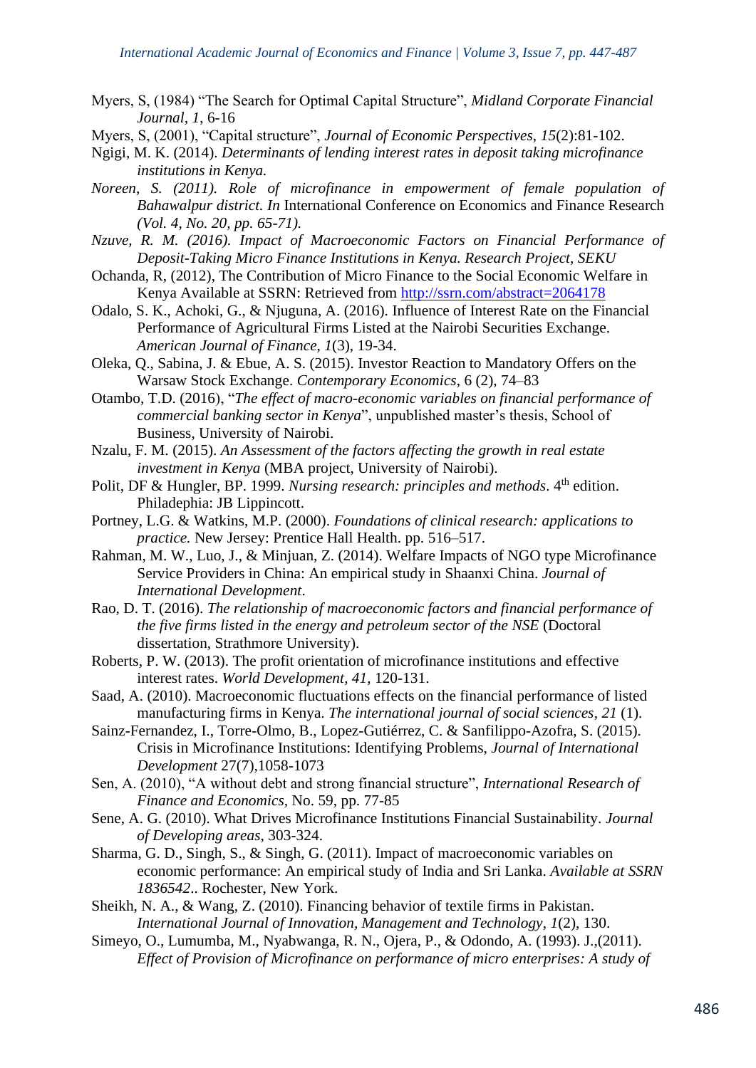Myers, S, (1984) “The Search for Optimal Capital Structure”, *Midland Corporate Financial Journal, 1*, 6-16

Myers, S, (2001), “Capital structure”, *Journal of Economic Perspectives*, *15*(2):81-102.

Ngigi, M. K. (2014). *Determinants of lending interest rates in deposit taking microfinance institutions in Kenya.*

*Noreen, S. (2011). Role of microfinance in empowerment of female population of Bahawalpur district. In* International Conference on Economics and Finance Research *(Vol. 4, No. 20, pp. 65-71).*

*Nzuve, R. M. (2016). Impact of Macroeconomic Factors on Financial Performance of Deposit-Taking Micro Finance Institutions in Kenya. Research Project, SEKU*

Ochanda, R, (2012), The Contribution of Micro Finance to the Social Economic Welfare in Kenya Available at SSRN: Retrieved from http://ssrn.com/abstract=2064178

Odalo, S. K., Achoki, G., & Njuguna, A. (2016). Influence of Interest Rate on the Financial Performance of Agricultural Firms Listed at the Nairobi Securities Exchange. *American Journal of Finance, 1*(3), 19-34.

Oleka, Q., Sabina, J. & Ebue, A. S. (2015). Investor Reaction to Mandatory Offers on the Warsaw Stock Exchange. *Contemporary Economics*, 6 (2), 74–83

Otambo, T.D. (2016), “*The effect of macro-economic variables on financial performance of commercial banking sector in Kenya*”, unpublished master’s thesis, School of Business, University of Nairobi.

Nzalu, F. M. (2015). *An Assessment of the factors affecting the growth in real estate investment in Kenya* (MBA project, University of Nairobi).

Polit, DF & Hungler, BP. 1999. *Nursing research: principles and methods*. 4th edition. Philadephia: JB Lippincott.

Portney, L.G. & Watkins, M.P. (2000). *Foundations of clinical research: applications to practice.* New Jersey: Prentice Hall Health. pp. 516–517.

Rahman, M. W., Luo, J., & Minjuan, Z. (2014). Welfare Impacts of NGO type Microfinance Service Providers in China: An empirical study in Shaanxi China. *Journal of International Development*.

Rao, D. T. (2016). *The relationship of macroeconomic factors and financial performance of the five firms listed in the energy and petroleum sector of the NSE* (Doctoral dissertation, Strathmore University).

Roberts, P. W. (2013). The profit orientation of microfinance institutions and effective interest rates. *World Development*, *41*, 120-131.

Saad, A. (2010). Macroeconomic fluctuations effects on the financial performance of listed manufacturing firms in Kenya. *The international journal of social sciences*, *21* (1).

Sainz-Fernandez, I., Torre-Olmo, B., Lopez-Gutiérrez, C. & Sanfilippo-Azofra, S. (2015). Crisis in Microfinance Institutions: Identifying Problems, *Journal of International Development* 27(7),1058-1073

Sen, A. (2010), “A without debt and strong financial structure”, *International Research of Finance and Economics*, No. 59, pp. 77-85

Sene, A. G. (2010). What Drives Microfinance Institutions Financial Sustainability. *Journal of Developing areas*, 303-324.

Sharma, G. D., Singh, S., & Singh, G. (2011). Impact of macroeconomic variables on economic performance: An empirical study of India and Sri Lanka. *Available at SSRN 1836542*.. Rochester, New York.

Sheikh, N. A., & Wang, Z. (2010). Financing behavior of textile firms in Pakistan. *International Journal of Innovation, Management and Technology*, *1*(2), 130.

Simeyo, O., Lumumba, M., Nyabwanga, R. N., Ojera, P., & Odondo, A. (1993). J.,(2011). *Effect of Provision of Microfinance on performance of micro enterprises: A study of*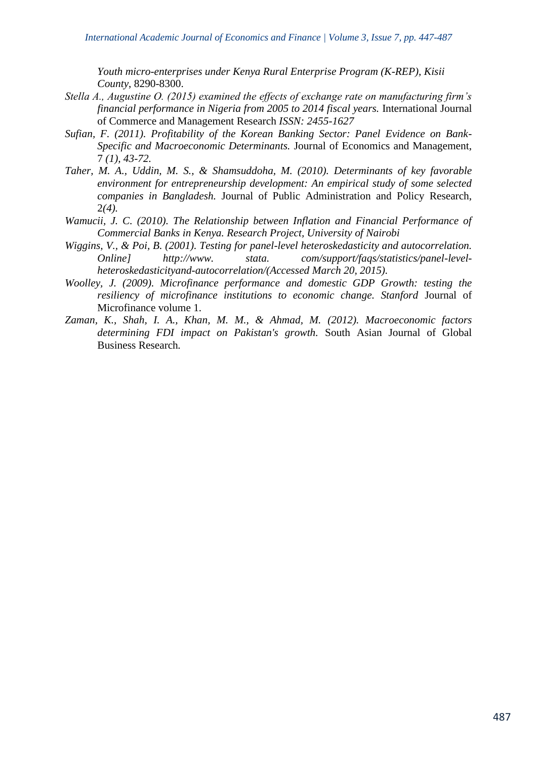*Youth micro-enterprises under Kenya Rural Enterprise Program (K-REP), Kisii County*, 8290-8300.

*Stella A., Augustine O. (2015) examined the effects of exchange rate on manufacturing firm's financial performance in Nigeria from 2005 to 2014 fiscal years.* International Journal of Commerce and Management Research *ISSN: 2455-1627*

*Sufian, F. (2011). Profitability of the Korean Banking Sector: Panel Evidence on Bank-Specific and Macroeconomic Determinants.* Journal of Economics and Management, 7 *(1), 43-72.*

*Taher, M. A., Uddin, M. S., & Shamsuddoha, M. (2010). Determinants of key favorable environment for entrepreneurship development: An empirical study of some selected companies in Bangladesh.* Journal of Public Administration and Policy Research, 2*(4).*

*Wamucii, J. C. (2010). The Relationship between Inflation and Financial Performance of Commercial Banks in Kenya. Research Project, University of Nairobi*

*Wiggins, V., & Poi, B. (2001). Testing for panel-level heteroskedasticity and autocorrelation. Online] http://www. stata. com/support/faqs/statistics/panel-level-heteroskedasticityand-autocorrelation/(Accessed March 20, 2015).*

*Woolley, J. (2009). Microfinance performance and domestic GDP Growth: testing the resiliency of microfinance institutions to economic change. Stanford* Journal of Microfinance volume 1.

*Zaman, K., Shah, I. A., Khan, M. M., & Ahmad, M. (2012). Macroeconomic factors determining FDI impact on Pakistan's growth*. South Asian Journal of Global Business Research.